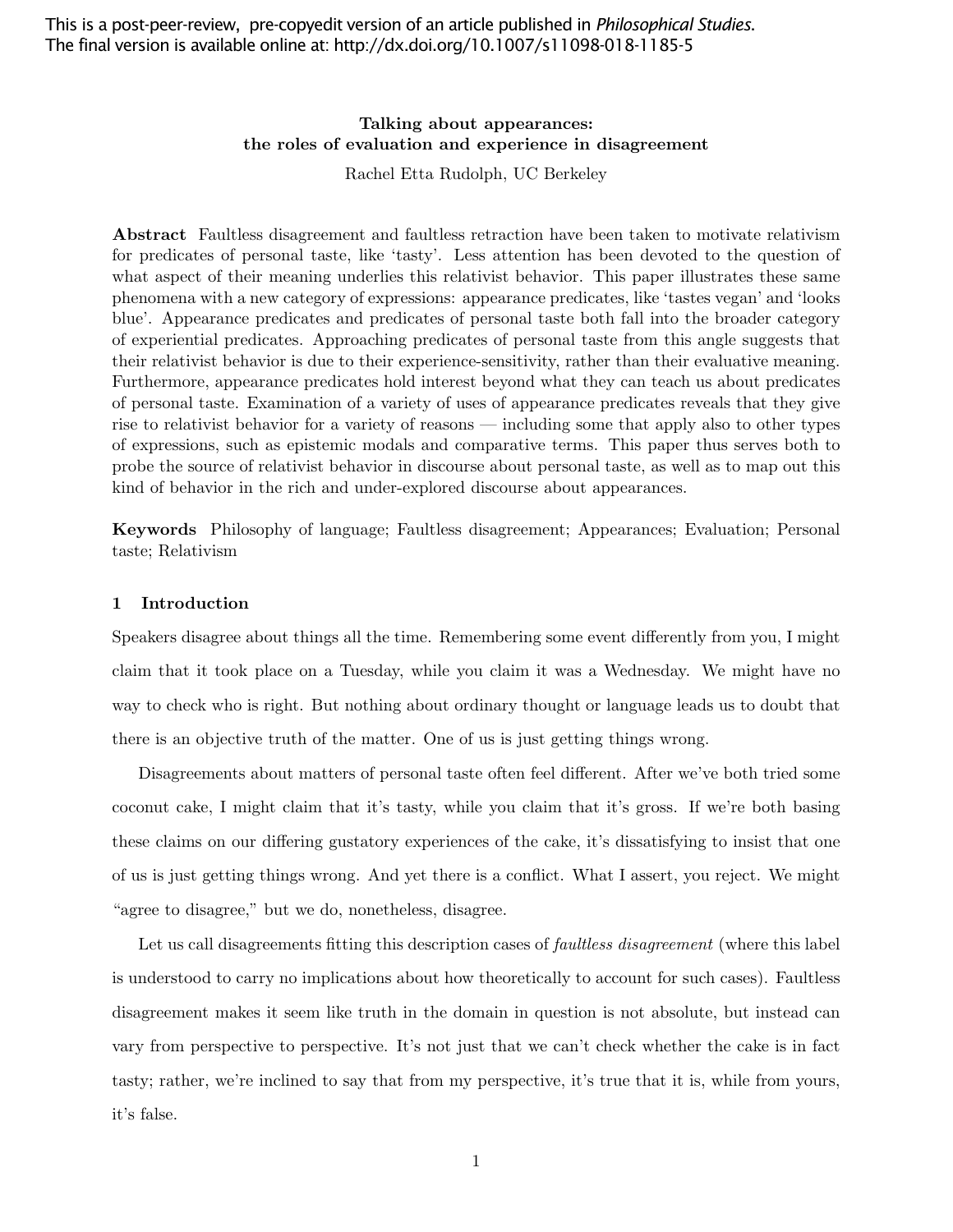This is a post-peer-review, pre-copyedit version of an article published in *Philosophical Studies*.
The final version is available online at: http://dx.doi.org/10.1007/s11098-018-1185-5

# Talking about appearances: the roles of evaluation and experience in disagreement

Rachel Etta Rudolph, UC Berkeley

**Abstract** Faultless disagreement and faultless retraction have been taken to motivate relativism for predicates of personal taste, like 'tasty'. Less attention has been devoted to the question of what aspect of their meaning underlies this relativist behavior. This paper illustrates these same phenomena with a new category of expressions: appearance predicates, like 'tastes vegan' and 'looks blue'. Appearance predicates and predicates of personal taste both fall into the broader category of experiential predicates. Approaching predicates of personal taste from this angle suggests that their relativist behavior is due to their experience-sensitivity, rather than their evaluative meaning. Furthermore, appearance predicates hold interest beyond what they can teach us about predicates of personal taste. Examination of a variety of uses of appearance predicates reveals that they give rise to relativist behavior for a variety of reasons — including some that apply also to other types of expressions, such as epistemic modals and comparative terms. This paper thus serves both to probe the source of relativist behavior in discourse about personal taste, as well as to map out this kind of behavior in the rich and under-explored discourse about appearances.

**Keywords** Philosophy of language; Faultless disagreement; Appearances; Evaluation; Personal taste; Relativism

## 1 Introduction

Speakers disagree about things all the time. Remembering some event differently from you, I might claim that it took place on a Tuesday, while you claim it was a Wednesday. We might have no way to check who is right. But nothing about ordinary thought or language leads us to doubt that there is an objective truth of the matter. One of us is just getting things wrong.

Disagreements about matters of personal taste often feel different. After we've both tried some coconut cake, I might claim that it's tasty, while you claim that it's gross. If we're both basing these claims on our differing gustatory experiences of the cake, it's dissatisfying to insist that one of us is just getting things wrong. And yet there is a conflict. What I assert, you reject. We might "agree to disagree," but we do, nonetheless, disagree.

Let us call disagreements fitting this description cases of *faultless disagreement* (where this label is understood to carry no implications about how theoretically to account for such cases). Faultless disagreement makes it seem like truth in the domain in question is not absolute, but instead can vary from perspective to perspective. It's not just that we can't check whether the cake is in fact tasty; rather, we're inclined to say that from my perspective, it's true that it is, while from yours, it's false.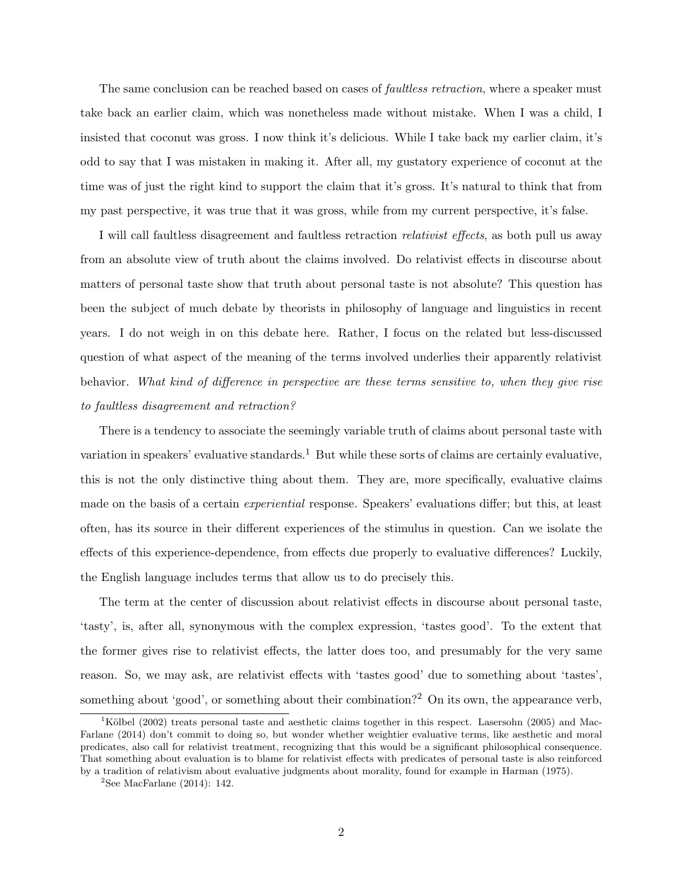The same conclusion can be reached based on cases of *faultless retraction*, where a speaker must take back an earlier claim, which was nonetheless made without mistake. When I was a child, I insisted that coconut was gross. I now think it's delicious. While I take back my earlier claim, it's odd to say that I was mistaken in making it. After all, my gustatory experience of coconut at the time was of just the right kind to support the claim that it's gross. It's natural to think that from my past perspective, it was true that it was gross, while from my current perspective, it's false.

I will call faultless disagreement and faultless retraction *relativist effects*, as both pull us away from an absolute view of truth about the claims involved. Do relativist effects in discourse about matters of personal taste show that truth about personal taste is not absolute? This question has been the subject of much debate by theorists in philosophy of language and linguistics in recent years. I do not weigh in on this debate here. Rather, I focus on the related but less-discussed question of what aspect of the meaning of the terms involved underlies their apparently relativist behavior. *What kind of difference in perspective are these terms sensitive to, when they give rise to faultless disagreement and retraction?*

There is a tendency to associate the seemingly variable truth of claims about personal taste with variation in speakers' evaluative standards.[1] But while these sorts of claims are certainly evaluative, this is not the only distinctive thing about them. They are, more specifically, evaluative claims made on the basis of a certain *experiential* response. Speakers' evaluations differ; but this, at least often, has its source in their different experiences of the stimulus in question. Can we isolate the effects of this experience-dependence, from effects due properly to evaluative differences? Luckily, the English language includes terms that allow us to do precisely this.

The term at the center of discussion about relativist effects in discourse about personal taste, 'tasty', is, after all, synonymous with the complex expression, 'tastes good'. To the extent that the former gives rise to relativist effects, the latter does too, and presumably for the very same reason. So, we may ask, are relativist effects with 'tastes good' due to something about 'tastes', something about 'good', or something about their combination?[2] On its own, the appearance verb,

[1] Kölbel (2002) treats personal taste and aesthetic claims together in this respect. Lasersohn (2005) and MacFarlane (2014) don't commit to doing so, but wonder whether weightier evaluative terms, like aesthetic and moral predicates, also call for relativist treatment, recognizing that this would be a significant philosophical consequence. That something about evaluation is to blame for relativist effects with predicates of personal taste is also reinforced by a tradition of relativism about evaluative judgments about morality, found for example in Harman (1975).

[2] See MacFarlane (2014): 142.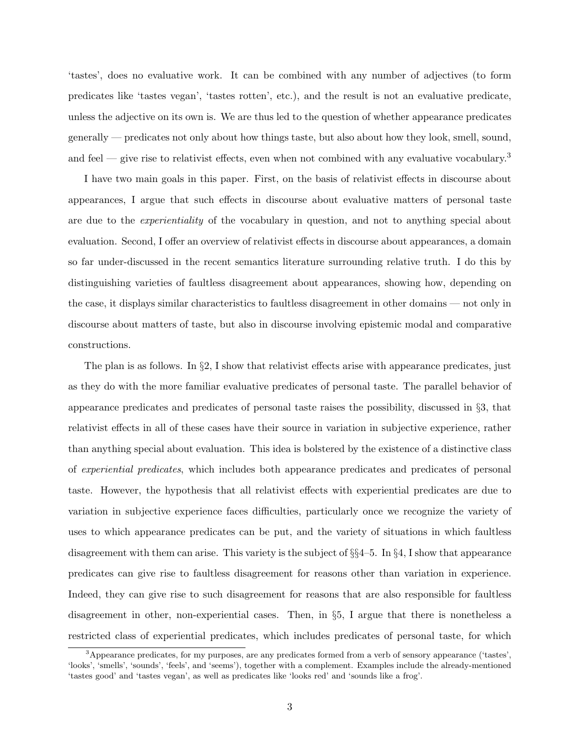'tastes', does no evaluative work. It can be combined with any number of adjectives (to form predicates like 'tastes vegan', 'tastes rotten', etc.), and the result is not an evaluative predicate, unless the adjective on its own is. We are thus led to the question of whether appearance predicates generally — predicates not only about how things taste, but also about how they look, smell, sound, and feel — give rise to relativist effects, even when not combined with any evaluative vocabulary.[3]

I have two main goals in this paper. First, on the basis of relativist effects in discourse about appearances, I argue that such effects in discourse about evaluative matters of personal taste are due to the *experientiality* of the vocabulary in question, and not to anything special about evaluation. Second, I offer an overview of relativist effects in discourse about appearances, a domain so far under-discussed in the recent semantics literature surrounding relative truth. I do this by distinguishing varieties of faultless disagreement about appearances, showing how, depending on the case, it displays similar characteristics to faultless disagreement in other domains — not only in discourse about matters of taste, but also in discourse involving epistemic modal and comparative constructions.

The plan is as follows. In §2, I show that relativist effects arise with appearance predicates, just as they do with the more familiar evaluative predicates of personal taste. The parallel behavior of appearance predicates and predicates of personal taste raises the possibility, discussed in §3, that relativist effects in all of these cases have their source in variation in subjective experience, rather than anything special about evaluation. This idea is bolstered by the existence of a distinctive class of *experiential predicates*, which includes both appearance predicates and predicates of personal taste. However, the hypothesis that all relativist effects with experiential predicates are due to variation in subjective experience faces difficulties, particularly once we recognize the variety of uses to which appearance predicates can be put, and the variety of situations in which faultless disagreement with them can arise. This variety is the subject of §§4–5. In §4, I show that appearance predicates can give rise to faultless disagreement for reasons other than variation in experience. Indeed, they can give rise to such disagreement for reasons that are also responsible for faultless disagreement in other, non-experiential cases. Then, in §5, I argue that there is nonetheless a restricted class of experiential predicates, which includes predicates of personal taste, for which

[3]Appearance predicates, for my purposes, are any predicates formed from a verb of sensory appearance ('tastes', 'looks', 'smells', 'sounds', 'feels', and 'seems'), together with a complement. Examples include the already-mentioned 'tastes good' and 'tastes vegan', as well as predicates like 'looks red' and 'sounds like a frog'.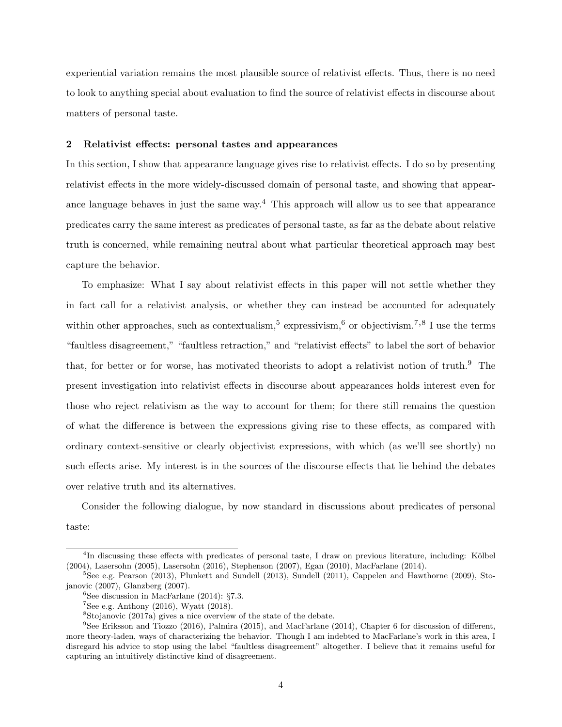experiential variation remains the most plausible source of relativist effects. Thus, there is no need to look to anything special about evaluation to find the source of relativist effects in discourse about matters of personal taste.

## 2 Relativist effects: personal tastes and appearances

In this section, I show that appearance language gives rise to relativist effects. I do so by presenting relativist effects in the more widely-discussed domain of personal taste, and showing that appearance language behaves in just the same way.[4] This approach will allow us to see that appearance predicates carry the same interest as predicates of personal taste, as far as the debate about relative truth is concerned, while remaining neutral about what particular theoretical approach may best capture the behavior.

To emphasize: What I say about relativist effects in this paper will not settle whether they in fact call for a relativist analysis, or whether they can instead be accounted for adequately within other approaches, such as contextualism,[5] expressivism,[6] or objectivism.[7,8] I use the terms "faultless disagreement," "faultless retraction," and "relativist effects" to label the sort of behavior that, for better or for worse, has motivated theorists to adopt a relativist notion of truth.[9] The present investigation into relativist effects in discourse about appearances holds interest even for those who reject relativism as the way to account for them; for there still remains the question of what the difference is between the expressions giving rise to these effects, as compared with ordinary context-sensitive or clearly objectivist expressions, with which (as we'll see shortly) no such effects arise. My interest is in the sources of the discourse effects that lie behind the debates over relative truth and its alternatives.

Consider the following dialogue, by now standard in discussions about predicates of personal taste:

---

[4] In discussing these effects with predicates of personal taste, I draw on previous literature, including: Kölbel (2004), Lasersohn (2005), Lasersohn (2016), Stephenson (2007), Egan (2010), MacFarlane (2014).

[5] See e.g. Pearson (2013), Plunkett and Sundell (2013), Sundell (2011), Cappelen and Hawthorne (2009), Stojanovic (2007), Glanzberg (2007).

[6] See discussion in MacFarlane (2014): §7.3.

[7] See e.g. Anthony (2016), Wyatt (2018).

[8] Stojanovic (2017a) gives a nice overview of the state of the debate.

[9] See Eriksson and Tiozzo (2016), Palmira (2015), and MacFarlane (2014), Chapter 6 for discussion of different, more theory-laden, ways of characterizing the behavior. Though I am indebted to MacFarlane's work in this area, I disregard his advice to stop using the label "faultless disagreement" altogether. I believe that it remains useful for capturing an intuitively distinctive kind of disagreement.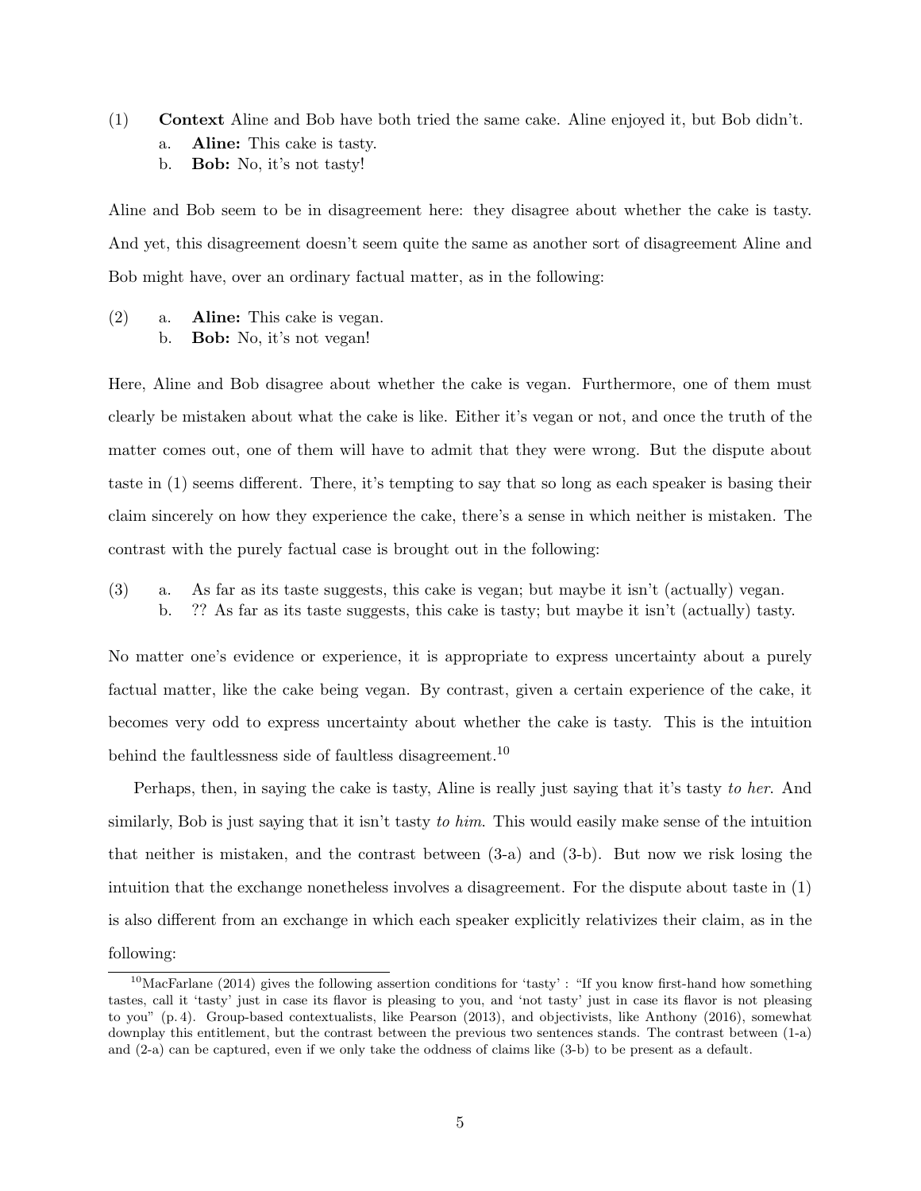(1) **Context** Aline and Bob have both tried the same cake. Aline enjoyed it, but Bob didn't.

  a. **Aline:** This cake is tasty.

  b. **Bob:** No, it's not tasty!

Aline and Bob seem to be in disagreement here: they disagree about whether the cake is tasty. And yet, this disagreement doesn't seem quite the same as another sort of disagreement Aline and Bob might have, over an ordinary factual matter, as in the following:

(2) a. **Aline:** This cake is vegan.

  b. **Bob:** No, it's not vegan!

Here, Aline and Bob disagree about whether the cake is vegan. Furthermore, one of them must clearly be mistaken about what the cake is like. Either it's vegan or not, and once the truth of the matter comes out, one of them will have to admit that they were wrong. But the dispute about taste in (1) seems different. There, it's tempting to say that so long as each speaker is basing their claim sincerely on how they experience the cake, there's a sense in which neither is mistaken. The contrast with the purely factual case is brought out in the following:

(3) a. As far as its taste suggests, this cake is vegan; but maybe it isn't (actually) vegan.

  b. ?? As far as its taste suggests, this cake is tasty; but maybe it isn't (actually) tasty.

No matter one's evidence or experience, it is appropriate to express uncertainty about a purely factual matter, like the cake being vegan. By contrast, given a certain experience of the cake, it becomes very odd to express uncertainty about whether the cake is tasty. This is the intuition behind the faultlessness side of faultless disagreement.[10]

Perhaps, then, in saying the cake is tasty, Aline is really just saying that it's tasty *to her*. And similarly, Bob is just saying that it isn't tasty *to him*. This would easily make sense of the intuition that neither is mistaken, and the contrast between (3-a) and (3-b). But now we risk losing the intuition that the exchange nonetheless involves a disagreement. For the dispute about taste in (1) is also different from an exchange in which each speaker explicitly relativizes their claim, as in the following:

---

[10] MacFarlane (2014) gives the following assertion conditions for 'tasty' : "If you know first-hand how something tastes, call it 'tasty' just in case its flavor is pleasing to you, and 'not tasty' just in case its flavor is not pleasing to you" (p. 4). Group-based contextualists, like Pearson (2013), and objectivists, like Anthony (2016), somewhat downplay this entitlement, but the contrast between the previous two sentences stands. The contrast between (1-a) and (2-a) can be captured, even if we only take the oddness of claims like (3-b) to be present as a default.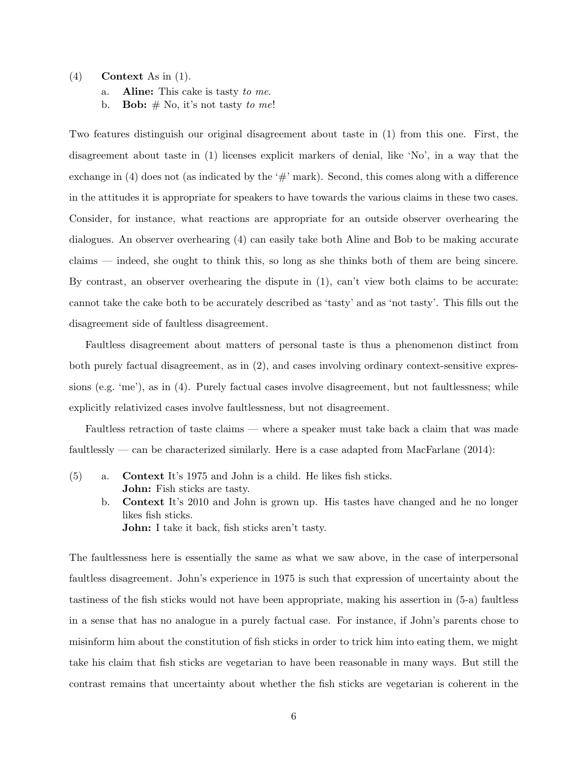(4) **Context** As in (1).

  a. **Aline:** This cake is tasty *to me*.

  b. **Bob:** # No, it's not tasty *to me*!

Two features distinguish our original disagreement about taste in (1) from this one. First, the disagreement about taste in (1) licenses explicit markers of denial, like 'No', in a way that the exchange in (4) does not (as indicated by the '#' mark). Second, this comes along with a difference in the attitudes it is appropriate for speakers to have towards the various claims in these two cases. Consider, for instance, what reactions are appropriate for an outside observer overhearing the dialogues. An observer overhearing (4) can easily take both Aline and Bob to be making accurate claims — indeed, she ought to think this, so long as she thinks both of them are being sincere. By contrast, an observer overhearing the dispute in (1), can't view both claims to be accurate: cannot take the cake both to be accurately described as 'tasty' and as 'not tasty'. This fills out the disagreement side of faultless disagreement.

Faultless disagreement about matters of personal taste is thus a phenomenon distinct from both purely factual disagreement, as in (2), and cases involving ordinary context-sensitive expressions (e.g. 'me'), as in (4). Purely factual cases involve disagreement, but not faultlessness; while explicitly relativized cases involve faultlessness, but not disagreement.

Faultless retraction of taste claims — where a speaker must take back a claim that was made faultlessly — can be characterized similarly. Here is a case adapted from MacFarlane (2014):

(5) a. **Context** It's 1975 and John is a child. He likes fish sticks.
  **John:** Fish sticks are tasty.

  b. **Context** It's 2010 and John is grown up. His tastes have changed and he no longer likes fish sticks.
  **John:** I take it back, fish sticks aren't tasty.

The faultlessness here is essentially the same as what we saw above, in the case of interpersonal faultless disagreement. John's experience in 1975 is such that expression of uncertainty about the tastiness of the fish sticks would not have been appropriate, making his assertion in (5-a) faultless in a sense that has no analogue in a purely factual case. For instance, if John's parents chose to misinform him about the constitution of fish sticks in order to trick him into eating them, we might take his claim that fish sticks are vegetarian to have been reasonable in many ways. But still the contrast remains that uncertainty about whether the fish sticks are vegetarian is coherent in the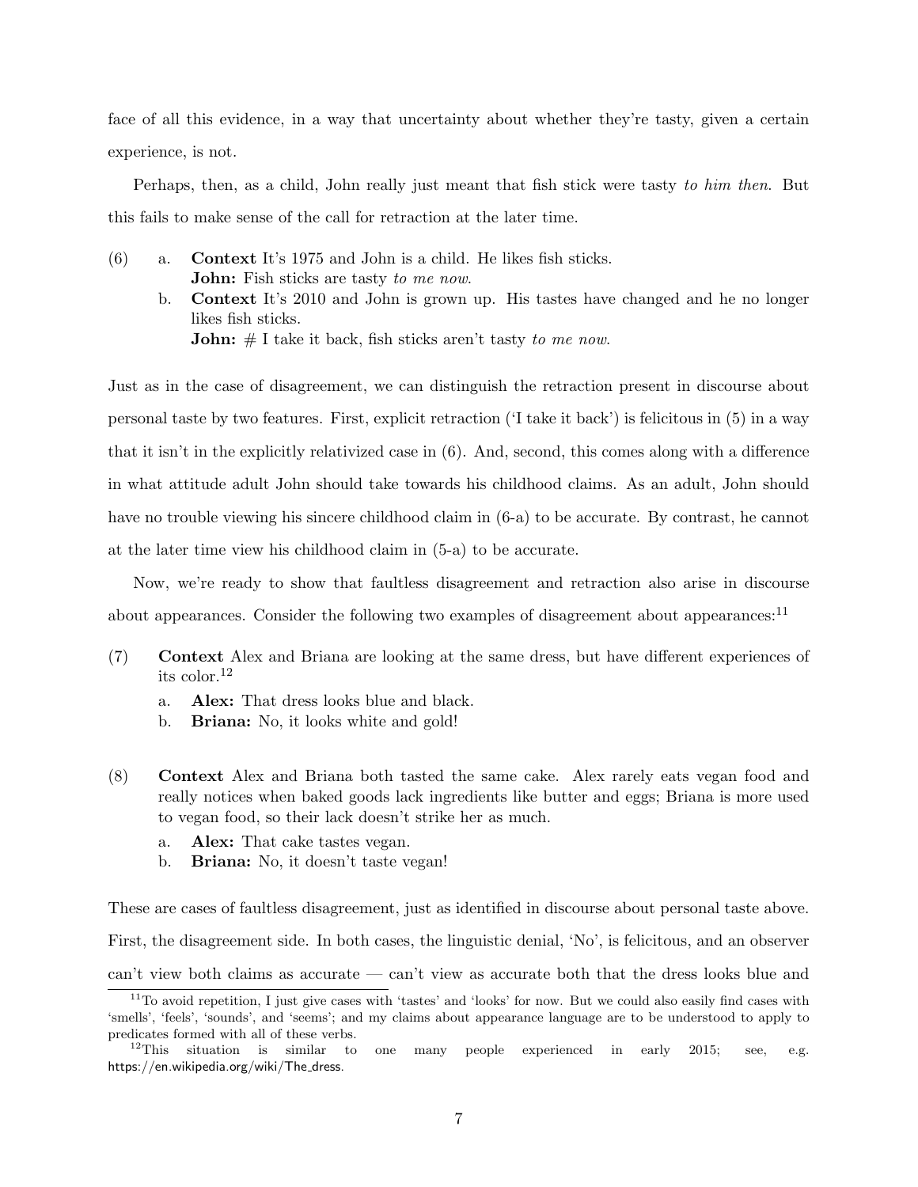face of all this evidence, in a way that uncertainty about whether they're tasty, given a certain experience, is not.

Perhaps, then, as a child, John really just meant that fish stick were tasty *to him then*. But this fails to make sense of the call for retraction at the later time.

(6) a. **Context** It's 1975 and John is a child. He likes fish sticks.
**John:** Fish sticks are tasty *to me now*.

b. **Context** It's 2010 and John is grown up. His tastes have changed and he no longer likes fish sticks.
**John:** # I take it back, fish sticks aren't tasty *to me now*.

Just as in the case of disagreement, we can distinguish the retraction present in discourse about personal taste by two features. First, explicit retraction ('I take it back') is felicitous in (5) in a way that it isn't in the explicitly relativized case in (6). And, second, this comes along with a difference in what attitude adult John should take towards his childhood claims. As an adult, John should have no trouble viewing his sincere childhood claim in (6-a) to be accurate. By contrast, he cannot at the later time view his childhood claim in (5-a) to be accurate.

Now, we're ready to show that faultless disagreement and retraction also arise in discourse about appearances. Consider the following two examples of disagreement about appearances:[11]

(7) **Context** Alex and Briana are looking at the same dress, but have different experiences of its color.[12]

a. **Alex:** That dress looks blue and black.

b. **Briana:** No, it looks white and gold!

(8) **Context** Alex and Briana both tasted the same cake. Alex rarely eats vegan food and really notices when baked goods lack ingredients like butter and eggs; Briana is more used to vegan food, so their lack doesn't strike her as much.

a. **Alex:** That cake tastes vegan.

b. **Briana:** No, it doesn't taste vegan!

These are cases of faultless disagreement, just as identified in discourse about personal taste above. First, the disagreement side. In both cases, the linguistic denial, 'No', is felicitous, and an observer can't view both claims as accurate — can't view as accurate both that the dress looks blue and

[11] To avoid repetition, I just give cases with 'tastes' and 'looks' for now. But we could also easily find cases with 'smells', 'feels', 'sounds', and 'seems'; and my claims about appearance language are to be understood to apply to predicates formed with all of these verbs.

[12] This situation is similar to one many people experienced in early 2015; see, e.g. https://en.wikipedia.org/wiki/The_dress.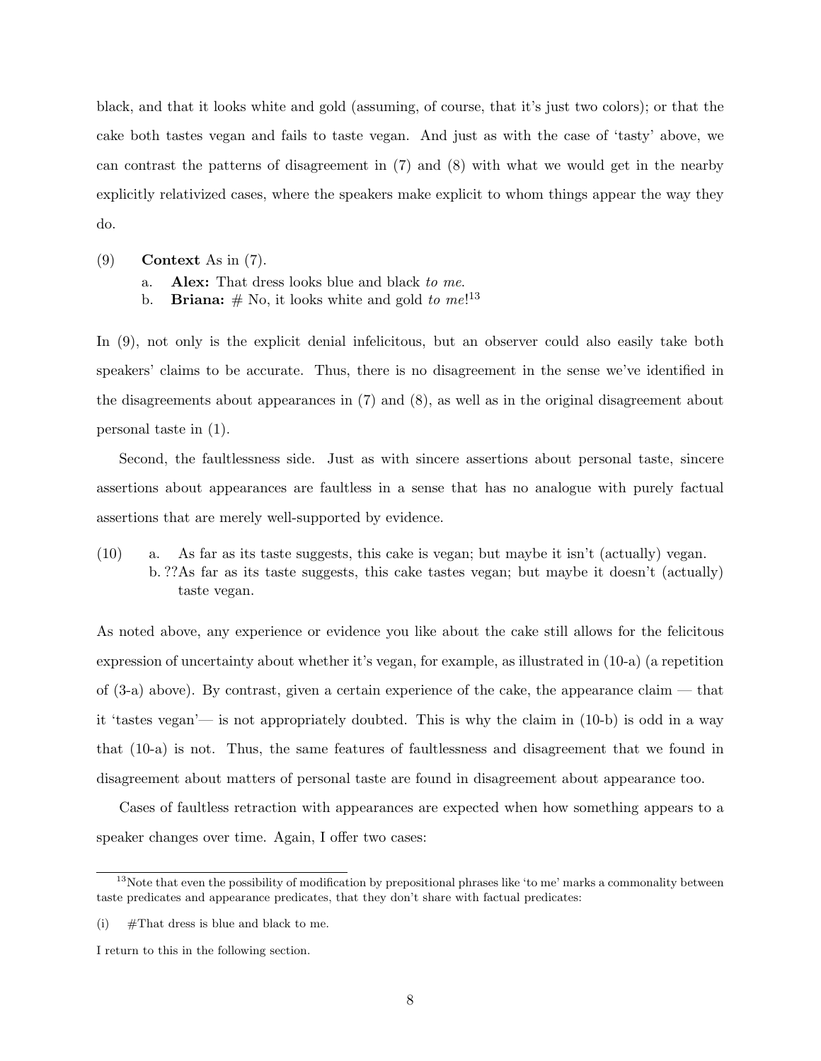black, and that it looks white and gold (assuming, of course, that it's just two colors); or that the cake both tastes vegan and fails to taste vegan. And just as with the case of 'tasty' above, we can contrast the patterns of disagreement in (7) and (8) with what we would get in the nearby explicitly relativized cases, where the speakers make explicit to whom things appear the way they do.

(9) **Context** As in (7).

a. **Alex:** That dress looks blue and black *to me*.

b. **Briana:** # No, it looks white and gold *to me*![13]

In (9), not only is the explicit denial infelicitous, but an observer could also easily take both speakers' claims to be accurate. Thus, there is no disagreement in the sense we've identified in the disagreements about appearances in (7) and (8), as well as in the original disagreement about personal taste in (1).

Second, the faultlessness side. Just as with sincere assertions about personal taste, sincere assertions about appearances are faultless in a sense that has no analogue with purely factual assertions that are merely well-supported by evidence.

(10) a. As far as its taste suggests, this cake is vegan; but maybe it isn't (actually) vegan.

b. ??As far as its taste suggests, this cake tastes vegan; but maybe it doesn't (actually) taste vegan.

As noted above, any experience or evidence you like about the cake still allows for the felicitous expression of uncertainty about whether it's vegan, for example, as illustrated in (10-a) (a repetition of (3-a) above). By contrast, given a certain experience of the cake, the appearance claim — that it 'tastes vegan'— is not appropriately doubted. This is why the claim in (10-b) is odd in a way that (10-a) is not. Thus, the same features of faultlessness and disagreement that we found in disagreement about matters of personal taste are found in disagreement about appearance too.

Cases of faultless retraction with appearances are expected when how something appears to a speaker changes over time. Again, I offer two cases:

[13] Note that even the possibility of modification by prepositional phrases like 'to me' marks a commonality between taste predicates and appearance predicates, that they don't share with factual predicates:

(i) #That dress is blue and black to me.

I return to this in the following section.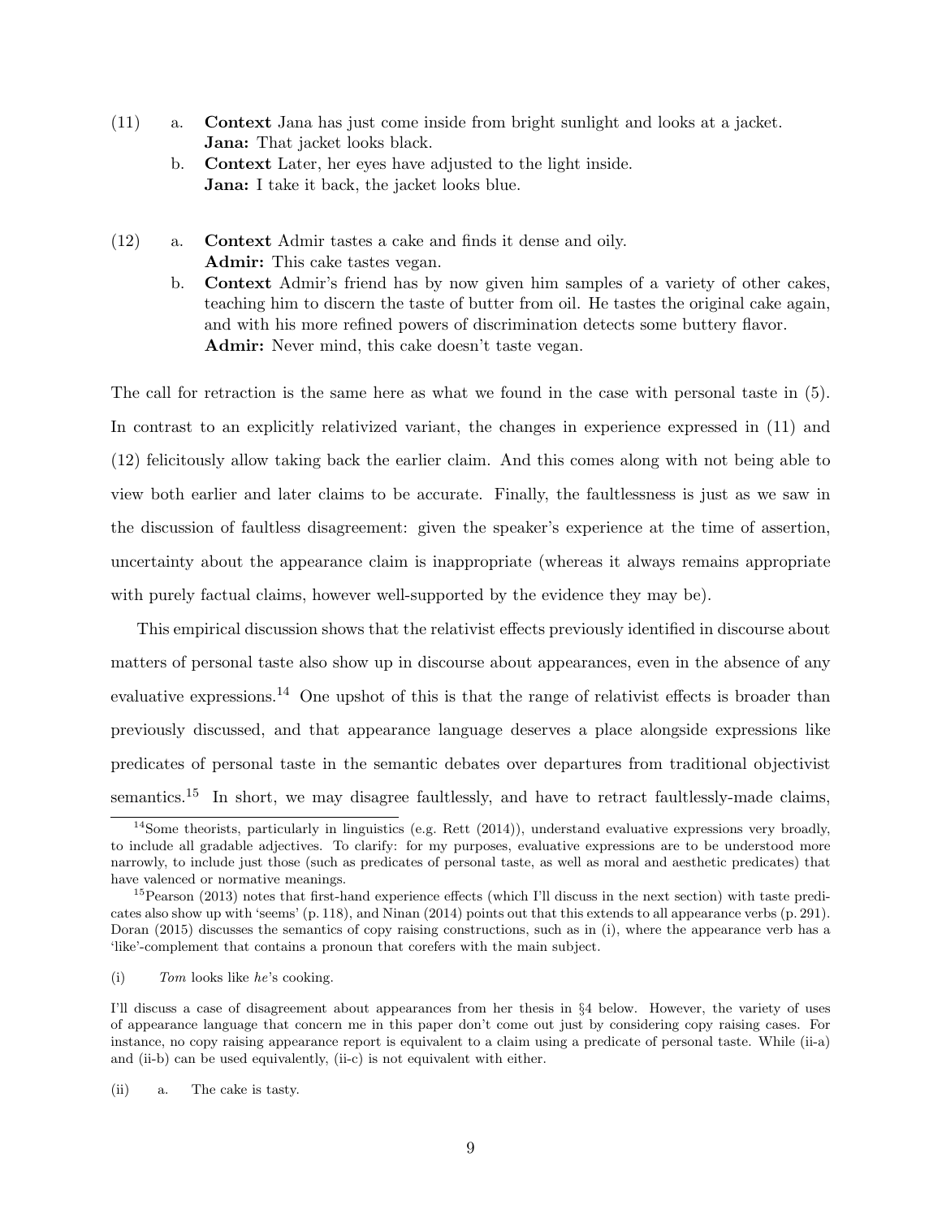(11) a. **Context** Jana has just come inside from bright sunlight and looks at a jacket.
**Jana:** That jacket looks black.

b. **Context** Later, her eyes have adjusted to the light inside.
**Jana:** I take it back, the jacket looks blue.

(12) a. **Context** Admir tastes a cake and finds it dense and oily.
**Admir:** This cake tastes vegan.

b. **Context** Admir's friend has by now given him samples of a variety of other cakes, teaching him to discern the taste of butter from oil. He tastes the original cake again, and with his more refined powers of discrimination detects some buttery flavor.
**Admir:** Never mind, this cake doesn't taste vegan.

The call for retraction is the same here as what we found in the case with personal taste in (5). In contrast to an explicitly relativized variant, the changes in experience expressed in (11) and (12) felicitously allow taking back the earlier claim. And this comes along with not being able to view both earlier and later claims to be accurate. Finally, the faultlessness is just as we saw in the discussion of faultless disagreement: given the speaker's experience at the time of assertion, uncertainty about the appearance claim is inappropriate (whereas it always remains appropriate with purely factual claims, however well-supported by the evidence they may be).

This empirical discussion shows that the relativist effects previously identified in discourse about matters of personal taste also show up in discourse about appearances, even in the absence of any evaluative expressions.[14] One upshot of this is that the range of relativist effects is broader than previously discussed, and that appearance language deserves a place alongside expressions like predicates of personal taste in the semantic debates over departures from traditional objectivist semantics.[15] In short, we may disagree faultlessly, and have to retract faultlessly-made claims,

---

[14] Some theorists, particularly in linguistics (e.g. Rett (2014)), understand evaluative expressions very broadly, to include all gradable adjectives. To clarify: for my purposes, evaluative expressions are to be understood more narrowly, to include just those (such as predicates of personal taste, as well as moral and aesthetic predicates) that have valenced or normative meanings.

[15] Pearson (2013) notes that first-hand experience effects (which I'll discuss in the next section) with taste predicates also show up with 'seems' (p. 118), and Ninan (2014) points out that this extends to all appearance verbs (p. 291). Doran (2015) discusses the semantics of copy raising constructions, such as in (i), where the appearance verb has a 'like'-complement that contains a pronoun that corefers with the main subject.

(i) *Tom* looks like *he*'s cooking.

I'll discuss a case of disagreement about appearances from her thesis in §4 below. However, the variety of uses of appearance language that concern me in this paper don't come out just by considering copy raising cases. For instance, no copy raising appearance report is equivalent to a claim using a predicate of personal taste. While (ii-a) and (ii-b) can be used equivalently, (ii-c) is not equivalent with either.

(ii) a. The cake is tasty.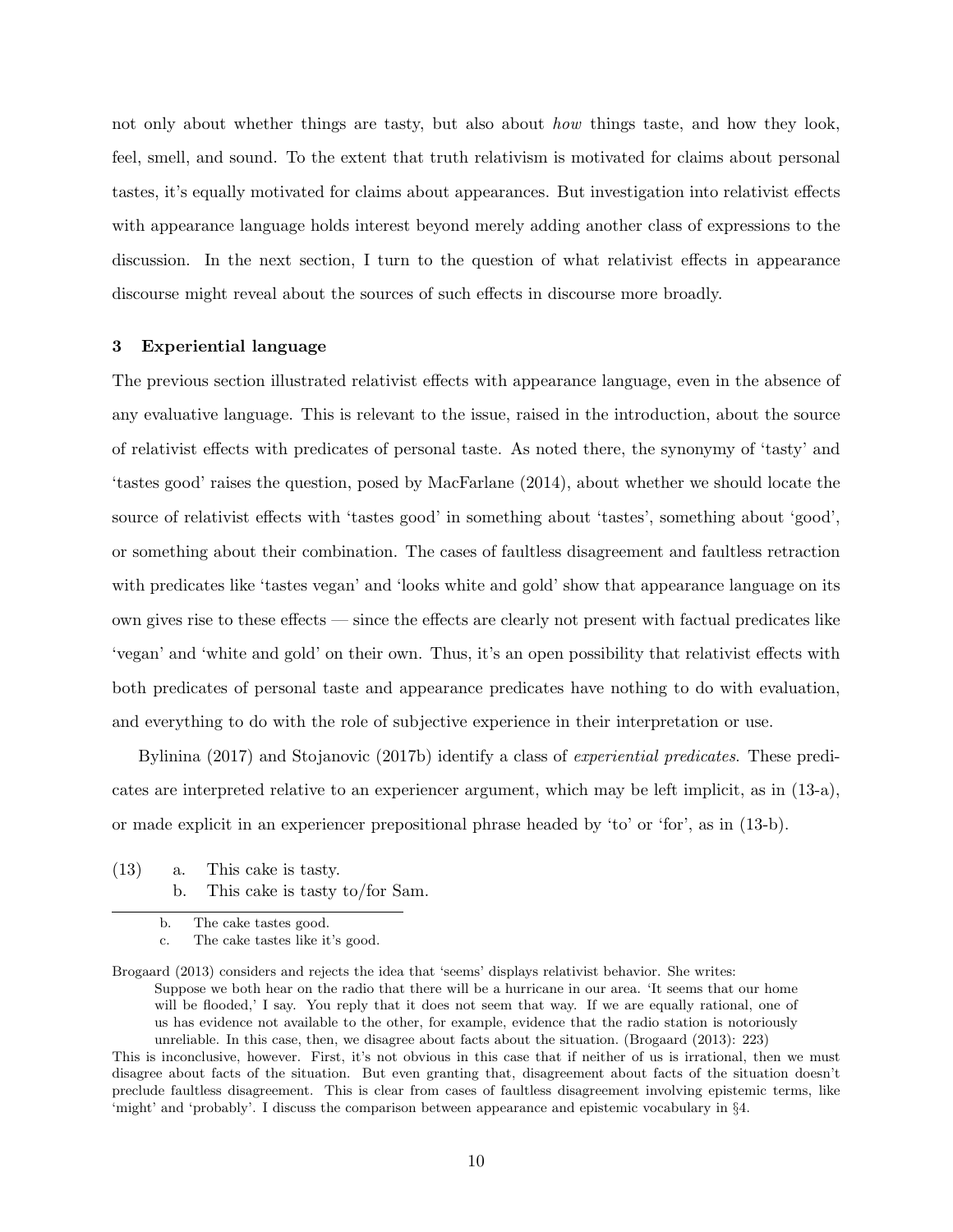not only about whether things are tasty, but also about *how* things taste, and how they look, feel, smell, and sound. To the extent that truth relativism is motivated for claims about personal tastes, it's equally motivated for claims about appearances. But investigation into relativist effects with appearance language holds interest beyond merely adding another class of expressions to the discussion. In the next section, I turn to the question of what relativist effects in appearance discourse might reveal about the sources of such effects in discourse more broadly.

## 3 Experiential language

The previous section illustrated relativist effects with appearance language, even in the absence of any evaluative language. This is relevant to the issue, raised in the introduction, about the source of relativist effects with predicates of personal taste. As noted there, the synonymy of 'tasty' and 'tastes good' raises the question, posed by MacFarlane (2014), about whether we should locate the source of relativist effects with 'tastes good' in something about 'tastes', something about 'good', or something about their combination. The cases of faultless disagreement and faultless retraction with predicates like 'tastes vegan' and 'looks white and gold' show that appearance language on its own gives rise to these effects — since the effects are clearly not present with factual predicates like 'vegan' and 'white and gold' on their own. Thus, it's an open possibility that relativist effects with both predicates of personal taste and appearance predicates have nothing to do with evaluation, and everything to do with the role of subjective experience in their interpretation or use.

Bylinina (2017) and Stojanovic (2017b) identify a class of *experiential predicates*. These predicates are interpreted relative to an experiencer argument, which may be left implicit, as in (13-a), or made explicit in an experiencer prepositional phrase headed by 'to' or 'for', as in (13-b).

(13) a. This cake is tasty.
b. This cake is tasty to/for Sam.

---

b. The cake tastes good.
c. The cake tastes like it's good.

Brogaard (2013) considers and rejects the idea that 'seems' displays relativist behavior. She writes:

> Suppose we both hear on the radio that there will be a hurricane in our area. 'It seems that our home will be flooded,' I say. You reply that it does not seem that way. If we are equally rational, one of us has evidence not available to the other, for example, evidence that the radio station is notoriously unreliable. In this case, then, we disagree about facts about the situation. (Brogaard (2013): 223)

This is inconclusive, however. First, it's not obvious in this case that if neither of us is irrational, then we must disagree about facts of the situation. But even granting that, disagreement about facts of the situation doesn't preclude faultless disagreement. This is clear from cases of faultless disagreement involving epistemic terms, like 'might' and 'probably'. I discuss the comparison between appearance and epistemic vocabulary in §4.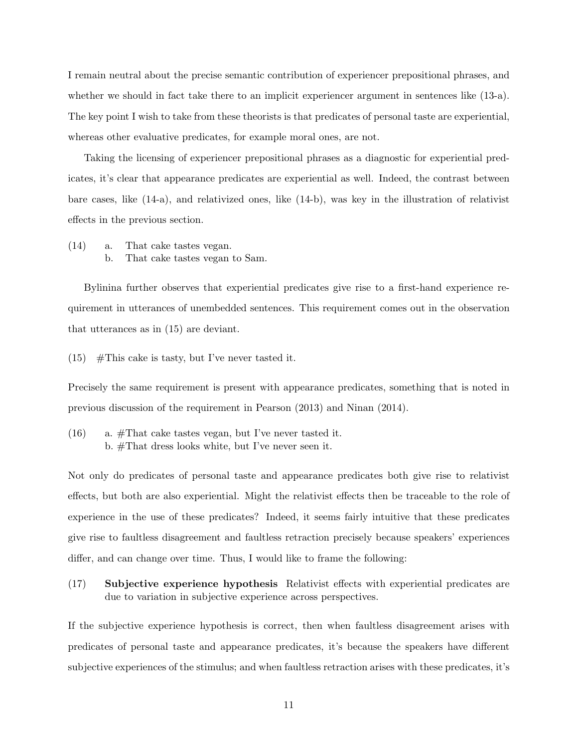I remain neutral about the precise semantic contribution of experiencer prepositional phrases, and whether we should in fact take there to an implicit experiencer argument in sentences like (13-a). The key point I wish to take from these theorists is that predicates of personal taste are experiential, whereas other evaluative predicates, for example moral ones, are not.

Taking the licensing of experiencer prepositional phrases as a diagnostic for experiential predicates, it's clear that appearance predicates are experiential as well. Indeed, the contrast between bare cases, like (14-a), and relativized ones, like (14-b), was key in the illustration of relativist effects in the previous section.

(14) a. That cake tastes vegan.
  b. That cake tastes vegan to Sam.

Bylinina further observes that experiential predicates give rise to a first-hand experience requirement in utterances of unembedded sentences. This requirement comes out in the observation that utterances as in (15) are deviant.

(15) #This cake is tasty, but I've never tasted it.

Precisely the same requirement is present with appearance predicates, something that is noted in previous discussion of the requirement in Pearson (2013) and Ninan (2014).

(16) a. #That cake tastes vegan, but I've never tasted it.
  b. #That dress looks white, but I've never seen it.

Not only do predicates of personal taste and appearance predicates both give rise to relativist effects, but both are also experiential. Might the relativist effects then be traceable to the role of experience in the use of these predicates? Indeed, it seems fairly intuitive that these predicates give rise to faultless disagreement and faultless retraction precisely because speakers' experiences differ, and can change over time. Thus, I would like to frame the following:

(17) **Subjective experience hypothesis** Relativist effects with experiential predicates are due to variation in subjective experience across perspectives.

If the subjective experience hypothesis is correct, then when faultless disagreement arises with predicates of personal taste and appearance predicates, it's because the speakers have different subjective experiences of the stimulus; and when faultless retraction arises with these predicates, it's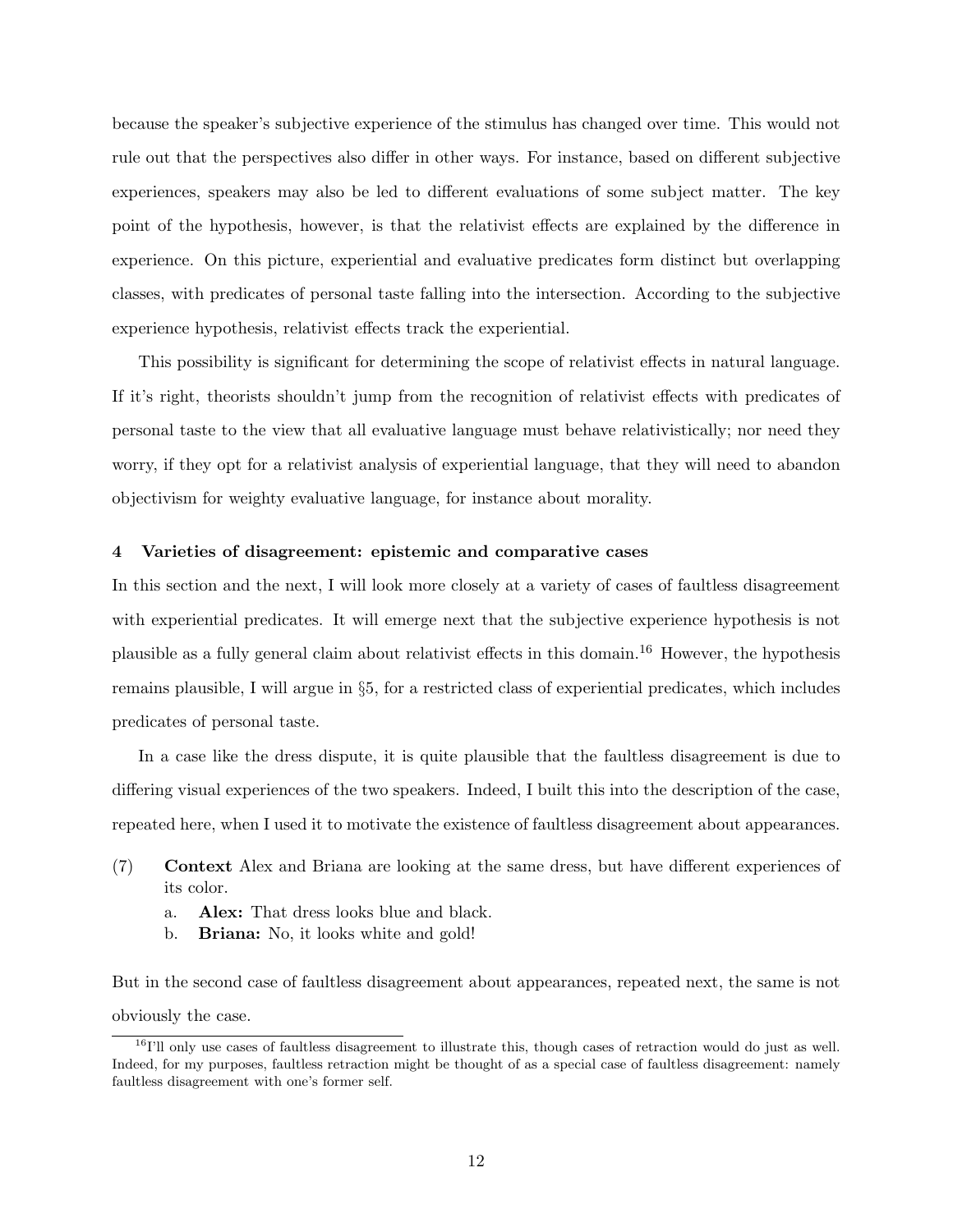because the speaker's subjective experience of the stimulus has changed over time. This would not rule out that the perspectives also differ in other ways. For instance, based on different subjective experiences, speakers may also be led to different evaluations of some subject matter. The key point of the hypothesis, however, is that the relativist effects are explained by the difference in experience. On this picture, experiential and evaluative predicates form distinct but overlapping classes, with predicates of personal taste falling into the intersection. According to the subjective experience hypothesis, relativist effects track the experiential.

This possibility is significant for determining the scope of relativist effects in natural language. If it's right, theorists shouldn't jump from the recognition of relativist effects with predicates of personal taste to the view that all evaluative language must behave relativistically; nor need they worry, if they opt for a relativist analysis of experiential language, that they will need to abandon objectivism for weighty evaluative language, for instance about morality.

## 4 Varieties of disagreement: epistemic and comparative cases

In this section and the next, I will look more closely at a variety of cases of faultless disagreement with experiential predicates. It will emerge next that the subjective experience hypothesis is not plausible as a fully general claim about relativist effects in this domain.[16] However, the hypothesis remains plausible, I will argue in §5, for a restricted class of experiential predicates, which includes predicates of personal taste.

In a case like the dress dispute, it is quite plausible that the faultless disagreement is due to differing visual experiences of the two speakers. Indeed, I built this into the description of the case, repeated here, when I used it to motivate the existence of faultless disagreement about appearances.

(7) **Context** Alex and Briana are looking at the same dress, but have different experiences of its color.

a. **Alex:** That dress looks blue and black.

b. **Briana:** No, it looks white and gold!

But in the second case of faultless disagreement about appearances, repeated next, the same is not obviously the case.

[16] I'll only use cases of faultless disagreement to illustrate this, though cases of retraction would do just as well. Indeed, for my purposes, faultless retraction might be thought of as a special case of faultless disagreement: namely faultless disagreement with one's former self.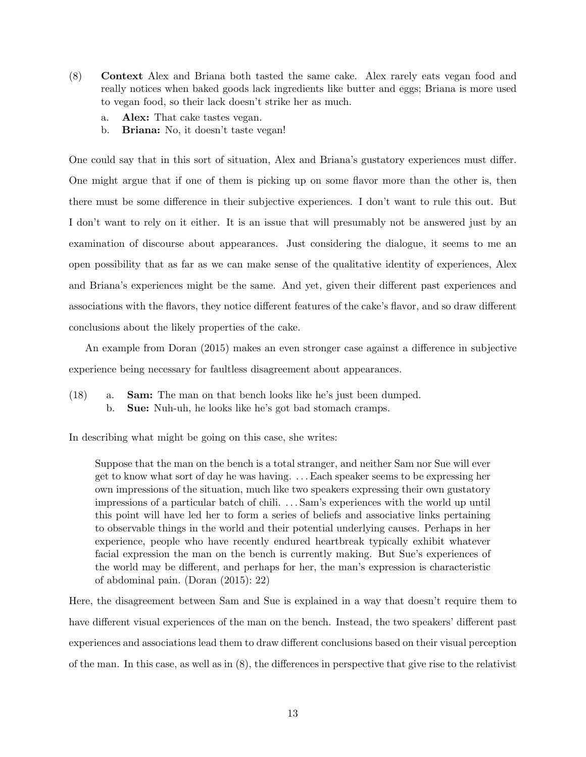(8) **Context** Alex and Briana both tasted the same cake. Alex rarely eats vegan food and really notices when baked goods lack ingredients like butter and eggs; Briana is more used to vegan food, so their lack doesn't strike her as much.

a. **Alex:** That cake tastes vegan.
b. **Briana:** No, it doesn't taste vegan!

One could say that in this sort of situation, Alex and Briana's gustatory experiences must differ. One might argue that if one of them is picking up on some flavor more than the other is, then there must be some difference in their subjective experiences. I don't want to rule this out. But I don't want to rely on it either. It is an issue that will presumably not be answered just by an examination of discourse about appearances. Just considering the dialogue, it seems to me an open possibility that as far as we can make sense of the qualitative identity of experiences, Alex and Briana's experiences might be the same. And yet, given their different past experiences and associations with the flavors, they notice different features of the cake's flavor, and so draw different conclusions about the likely properties of the cake.

An example from Doran (2015) makes an even stronger case against a difference in subjective experience being necessary for faultless disagreement about appearances.

(18) a. **Sam:** The man on that bench looks like he's just been dumped.
b. **Sue:** Nuh-uh, he looks like he's got bad stomach cramps.

In describing what might be going on this case, she writes:

> Suppose that the man on the bench is a total stranger, and neither Sam nor Sue will ever get to know what sort of day he was having. . . . Each speaker seems to be expressing her own impressions of the situation, much like two speakers expressing their own gustatory impressions of a particular batch of chili. . . . Sam's experiences with the world up until this point will have led her to form a series of beliefs and associative links pertaining to observable things in the world and their potential underlying causes. Perhaps in her experience, people who have recently endured heartbreak typically exhibit whatever facial expression the man on the bench is currently making. But Sue's experiences of the world may be different, and perhaps for her, the man's expression is characteristic of abdominal pain. (Doran (2015): 22)

Here, the disagreement between Sam and Sue is explained in a way that doesn't require them to have different visual experiences of the man on the bench. Instead, the two speakers' different past experiences and associations lead them to draw different conclusions based on their visual perception of the man. In this case, as well as in (8), the differences in perspective that give rise to the relativist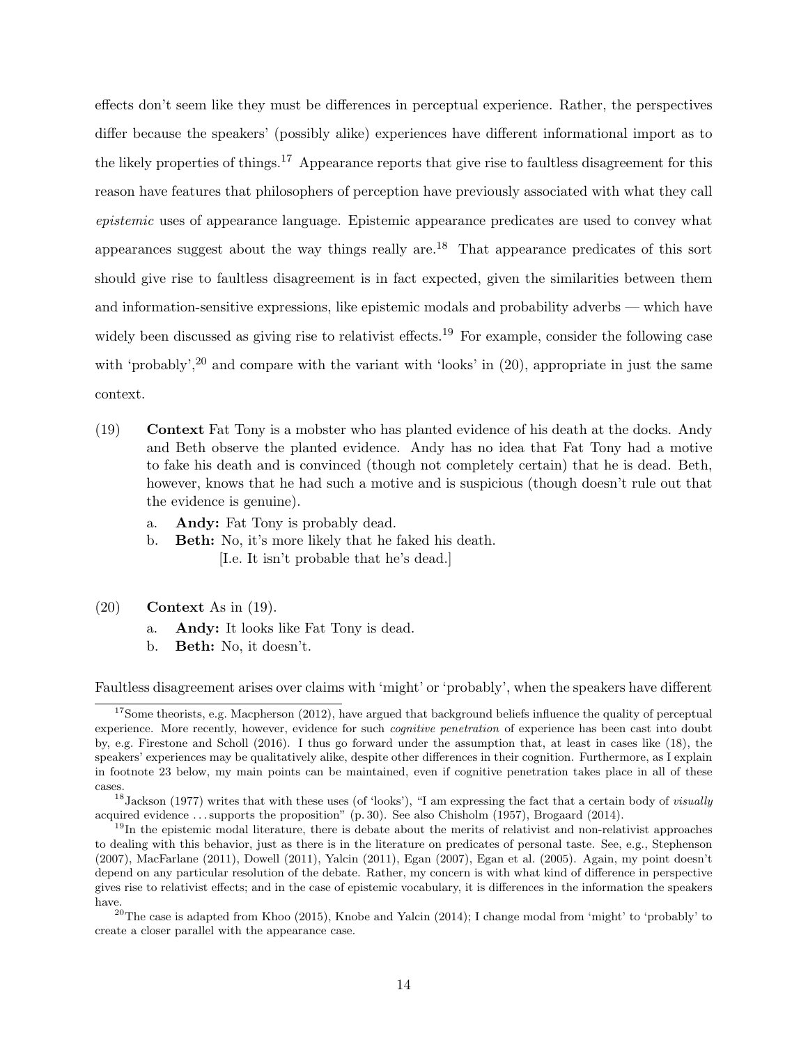effects don't seem like they must be differences in perceptual experience. Rather, the perspectives differ because the speakers' (possibly alike) experiences have different informational import as to the likely properties of things.[17] Appearance reports that give rise to faultless disagreement for this reason have features that philosophers of perception have previously associated with what they call *epistemic* uses of appearance language. Epistemic appearance predicates are used to convey what appearances suggest about the way things really are.[18] That appearance predicates of this sort should give rise to faultless disagreement is in fact expected, given the similarities between them and information-sensitive expressions, like epistemic modals and probability adverbs — which have widely been discussed as giving rise to relativist effects.[19] For example, consider the following case with 'probably',[20] and compare with the variant with 'looks' in (20), appropriate in just the same context.

(19) **Context** Fat Tony is a mobster who has planted evidence of his death at the docks. Andy and Beth observe the planted evidence. Andy has no idea that Fat Tony had a motive to fake his death and is convinced (though not completely certain) that he is dead. Beth, however, knows that he had such a motive and is suspicious (though doesn't rule out that the evidence is genuine).

a. **Andy:** Fat Tony is probably dead.
b. **Beth:** No, it's more likely that he faked his death.
   [I.e. It isn't probable that he's dead.]

(20) **Context** As in (19).

a. **Andy:** It looks like Fat Tony is dead.
b. **Beth:** No, it doesn't.

Faultless disagreement arises over claims with 'might' or 'probably', when the speakers have different

---

[17] Some theorists, e.g. Macpherson (2012), have argued that background beliefs influence the quality of perceptual experience. More recently, however, evidence for such *cognitive penetration* of experience has been cast into doubt by, e.g. Firestone and Scholl (2016). I thus go forward under the assumption that, at least in cases like (18), the speakers' experiences may be qualitatively alike, despite other differences in their cognition. Furthermore, as I explain in footnote 23 below, my main points can be maintained, even if cognitive penetration takes place in all of these cases.

[18] Jackson (1977) writes that with these uses (of 'looks'), "I am expressing the fact that a certain body of *visually* acquired evidence ... supports the proposition" (p. 30). See also Chisholm (1957), Brogaard (2014).

[19] In the epistemic modal literature, there is debate about the merits of relativist and non-relativist approaches to dealing with this behavior, just as there is in the literature on predicates of personal taste. See, e.g., Stephenson (2007), MacFarlane (2011), Dowell (2011), Yalcin (2011), Egan (2007), Egan et al. (2005). Again, my point doesn't depend on any particular resolution of the debate. Rather, my concern is with what kind of difference in perspective gives rise to relativist effects; and in the case of epistemic vocabulary, it is differences in the information the speakers have.

[20] The case is adapted from Khoo (2015), Knobe and Yalcin (2014); I change modal from 'might' to 'probably' to create a closer parallel with the appearance case.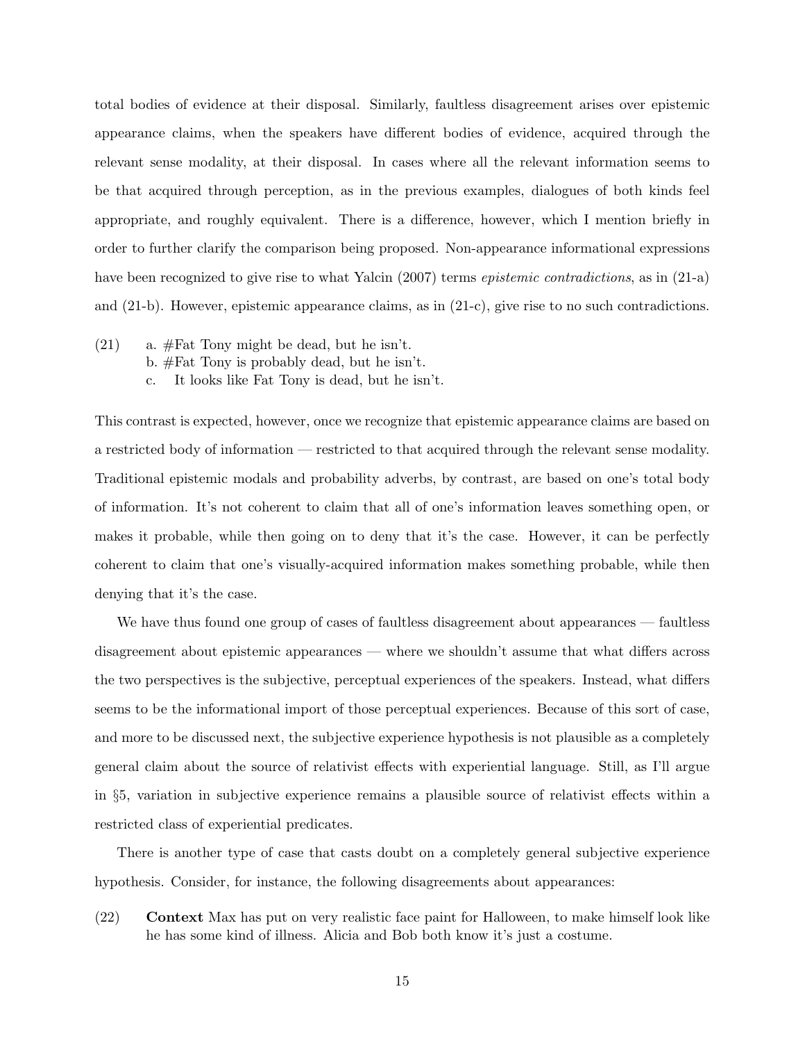total bodies of evidence at their disposal. Similarly, faultless disagreement arises over epistemic appearance claims, when the speakers have different bodies of evidence, acquired through the relevant sense modality, at their disposal. In cases where all the relevant information seems to be that acquired through perception, as in the previous examples, dialogues of both kinds feel appropriate, and roughly equivalent. There is a difference, however, which I mention briefly in order to further clarify the comparison being proposed. Non-appearance informational expressions have been recognized to give rise to what Yalcin (2007) terms *epistemic contradictions*, as in (21-a) and (21-b). However, epistemic appearance claims, as in (21-c), give rise to no such contradictions.

(21) a. #Fat Tony might be dead, but he isn't.
  b. #Fat Tony is probably dead, but he isn't.
  c. It looks like Fat Tony is dead, but he isn't.

This contrast is expected, however, once we recognize that epistemic appearance claims are based on a restricted body of information — restricted to that acquired through the relevant sense modality. Traditional epistemic modals and probability adverbs, by contrast, are based on one's total body of information. It's not coherent to claim that all of one's information leaves something open, or makes it probable, while then going on to deny that it's the case. However, it can be perfectly coherent to claim that one's visually-acquired information makes something probable, while then denying that it's the case.

We have thus found one group of cases of faultless disagreement about appearances — faultless disagreement about epistemic appearances — where we shouldn't assume that what differs across the two perspectives is the subjective, perceptual experiences of the speakers. Instead, what differs seems to be the informational import of those perceptual experiences. Because of this sort of case, and more to be discussed next, the subjective experience hypothesis is not plausible as a completely general claim about the source of relativist effects with experiential language. Still, as I'll argue in §5, variation in subjective experience remains a plausible source of relativist effects within a restricted class of experiential predicates.

There is another type of case that casts doubt on a completely general subjective experience hypothesis. Consider, for instance, the following disagreements about appearances:

(22) **Context** Max has put on very realistic face paint for Halloween, to make himself look like he has some kind of illness. Alicia and Bob both know it's just a costume.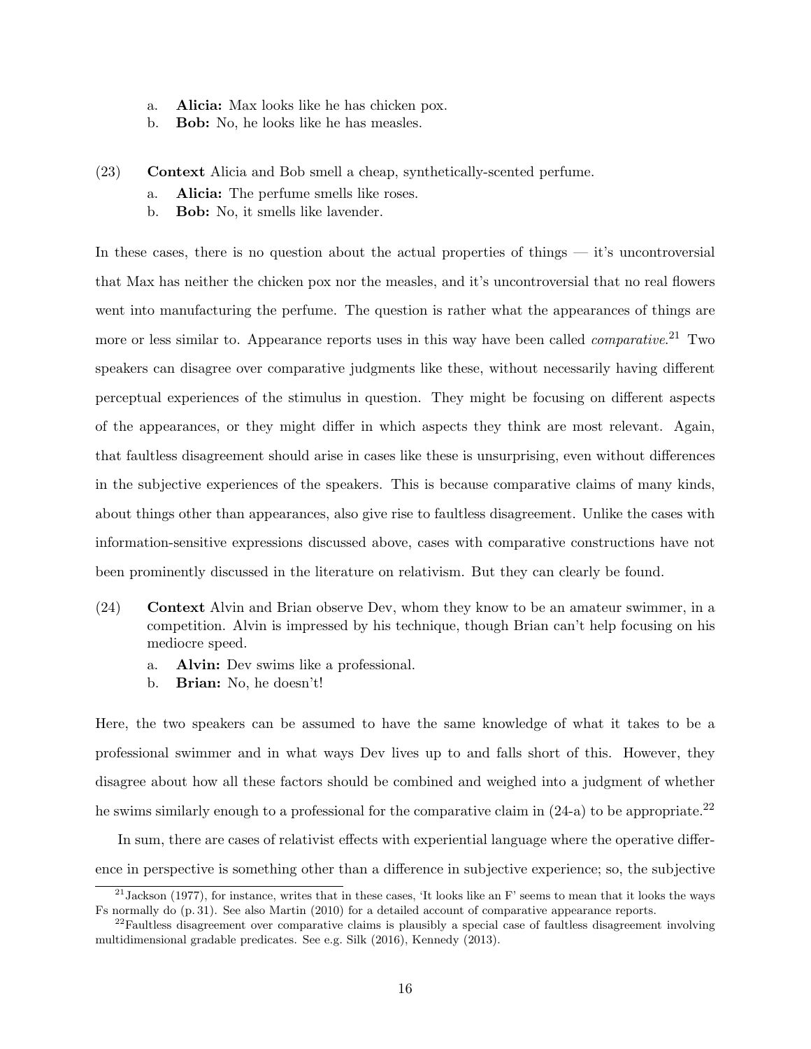a. **Alicia:** Max looks like he has chicken pox.
b. **Bob:** No, he looks like he has measles.

(23) **Context** Alicia and Bob smell a cheap, synthetically-scented perfume.
a. **Alicia:** The perfume smells like roses.
b. **Bob:** No, it smells like lavender.

In these cases, there is no question about the actual properties of things — it's uncontroversial that Max has neither the chicken pox nor the measles, and it's uncontroversial that no real flowers went into manufacturing the perfume. The question is rather what the appearances of things are more or less similar to. Appearance reports uses in this way have been called *comparative*.[21] Two speakers can disagree over comparative judgments like these, without necessarily having different perceptual experiences of the stimulus in question. They might be focusing on different aspects of the appearances, or they might differ in which aspects they think are most relevant. Again, that faultless disagreement should arise in cases like these is unsurprising, even without differences in the subjective experiences of the speakers. This is because comparative claims of many kinds, about things other than appearances, also give rise to faultless disagreement. Unlike the cases with information-sensitive expressions discussed above, cases with comparative constructions have not been prominently discussed in the literature on relativism. But they can clearly be found.

(24) **Context** Alvin and Brian observe Dev, whom they know to be an amateur swimmer, in a competition. Alvin is impressed by his technique, though Brian can't help focusing on his mediocre speed.
a. **Alvin:** Dev swims like a professional.
b. **Brian:** No, he doesn't!

Here, the two speakers can be assumed to have the same knowledge of what it takes to be a professional swimmer and in what ways Dev lives up to and falls short of this. However, they disagree about how all these factors should be combined and weighed into a judgment of whether he swims similarly enough to a professional for the comparative claim in (24-a) to be appropriate.[22]

In sum, there are cases of relativist effects with experiential language where the operative difference in perspective is something other than a difference in subjective experience; so, the subjective

[21] Jackson (1977), for instance, writes that in these cases, 'It looks like an F' seems to mean that it looks the ways Fs normally do (p. 31). See also Martin (2010) for a detailed account of comparative appearance reports.

[22] Faultless disagreement over comparative claims is plausibly a special case of faultless disagreement involving multidimensional gradable predicates. See e.g. Silk (2016), Kennedy (2013).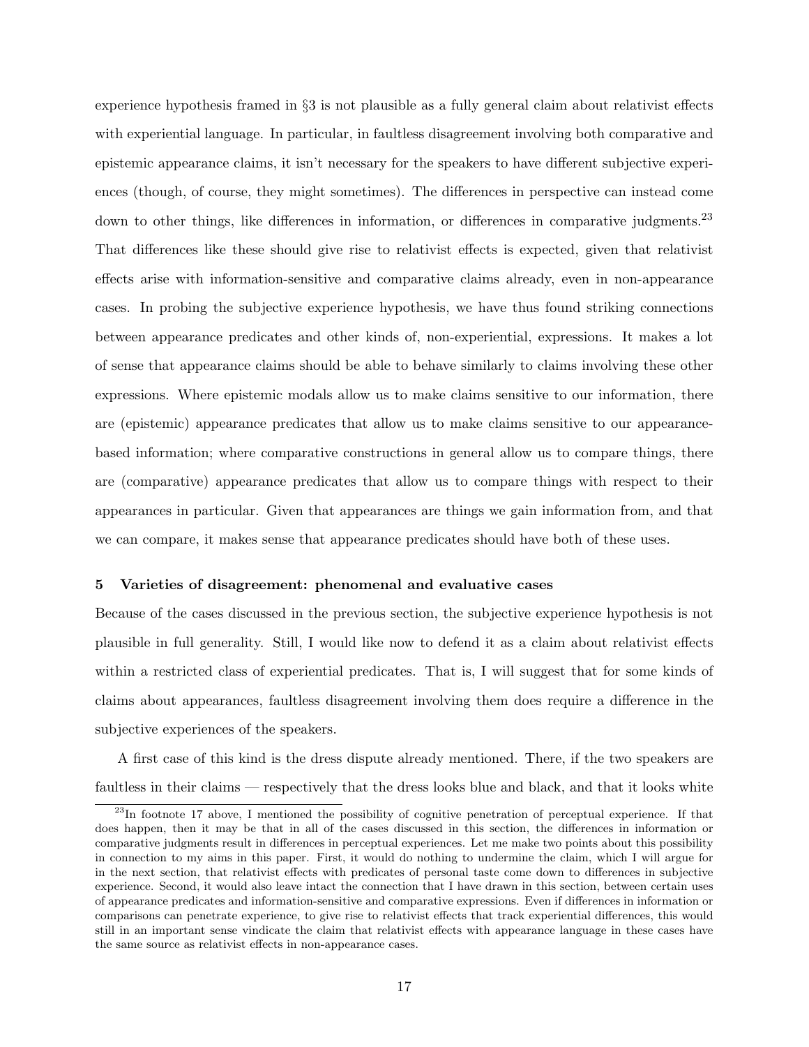experience hypothesis framed in §3 is not plausible as a fully general claim about relativist effects with experiential language. In particular, in faultless disagreement involving both comparative and epistemic appearance claims, it isn't necessary for the speakers to have different subjective experiences (though, of course, they might sometimes). The differences in perspective can instead come down to other things, like differences in information, or differences in comparative judgments.[23] That differences like these should give rise to relativist effects is expected, given that relativist effects arise with information-sensitive and comparative claims already, even in non-appearance cases. In probing the subjective experience hypothesis, we have thus found striking connections between appearance predicates and other kinds of, non-experiential, expressions. It makes a lot of sense that appearance claims should be able to behave similarly to claims involving these other expressions. Where epistemic modals allow us to make claims sensitive to our information, there are (epistemic) appearance predicates that allow us to make claims sensitive to our appearance-based information; where comparative constructions in general allow us to compare things, there are (comparative) appearance predicates that allow us to compare things with respect to their appearances in particular. Given that appearances are things we gain information from, and that we can compare, it makes sense that appearance predicates should have both of these uses.

## 5 Varieties of disagreement: phenomenal and evaluative cases

Because of the cases discussed in the previous section, the subjective experience hypothesis is not plausible in full generality. Still, I would like now to defend it as a claim about relativist effects within a restricted class of experiential predicates. That is, I will suggest that for some kinds of claims about appearances, faultless disagreement involving them does require a difference in the subjective experiences of the speakers.

A first case of this kind is the dress dispute already mentioned. There, if the two speakers are faultless in their claims — respectively that the dress looks blue and black, and that it looks white

---

[23] In footnote 17 above, I mentioned the possibility of cognitive penetration of perceptual experience. If that does happen, then it may be that in all of the cases discussed in this section, the differences in information or comparative judgments result in differences in perceptual experiences. Let me make two points about this possibility in connection to my aims in this paper. First, it would do nothing to undermine the claim, which I will argue for in the next section, that relativist effects with predicates of personal taste come down to differences in subjective experience. Second, it would also leave intact the connection that I have drawn in this section, between certain uses of appearance predicates and information-sensitive and comparative expressions. Even if differences in information or comparisons can penetrate experience, to give rise to relativist effects that track experiential differences, this would still in an important sense vindicate the claim that relativist effects with appearance language in these cases have the same source as relativist effects in non-appearance cases.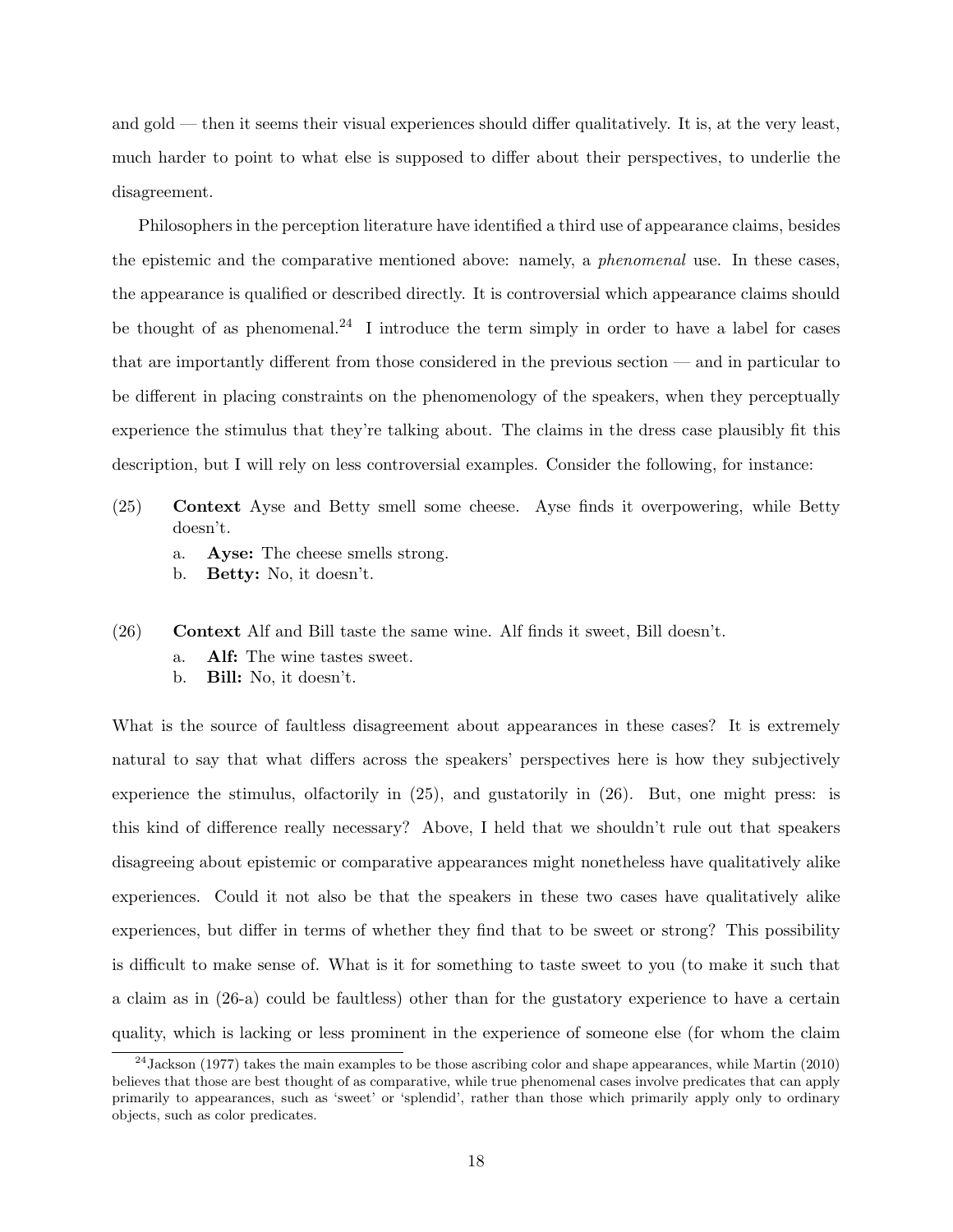and gold — then it seems their visual experiences should differ qualitatively. It is, at the very least, much harder to point to what else is supposed to differ about their perspectives, to underlie the disagreement.

Philosophers in the perception literature have identified a third use of appearance claims, besides the epistemic and the comparative mentioned above: namely, a *phenomenal* use. In these cases, the appearance is qualified or described directly. It is controversial which appearance claims should be thought of as phenomenal.[24] I introduce the term simply in order to have a label for cases that are importantly different from those considered in the previous section — and in particular to be different in placing constraints on the phenomenology of the speakers, when they perceptually experience the stimulus that they're talking about. The claims in the dress case plausibly fit this description, but I will rely on less controversial examples. Consider the following, for instance:

(25) **Context** Ayse and Betty smell some cheese. Ayse finds it overpowering, while Betty doesn't.

  a. **Ayse:** The cheese smells strong.
  b. **Betty:** No, it doesn't.

(26) **Context** Alf and Bill taste the same wine. Alf finds it sweet, Bill doesn't.

  a. **Alf:** The wine tastes sweet.
  b. **Bill:** No, it doesn't.

What is the source of faultless disagreement about appearances in these cases? It is extremely natural to say that what differs across the speakers' perspectives here is how they subjectively experience the stimulus, olfactorily in (25), and gustatorily in (26). But, one might press: is this kind of difference really necessary? Above, I held that we shouldn't rule out that speakers disagreeing about epistemic or comparative appearances might nonetheless have qualitatively alike experiences. Could it not also be that the speakers in these two cases have qualitatively alike experiences, but differ in terms of whether they find that to be sweet or strong? This possibility is difficult to make sense of. What is it for something to taste sweet to you (to make it such that a claim as in (26-a) could be faultless) other than for the gustatory experience to have a certain quality, which is lacking or less prominent in the experience of someone else (for whom the claim

[24] Jackson (1977) takes the main examples to be those ascribing color and shape appearances, while Martin (2010) believes that those are best thought of as comparative, while true phenomenal cases involve predicates that can apply primarily to appearances, such as 'sweet' or 'splendid', rather than those which primarily apply only to ordinary objects, such as color predicates.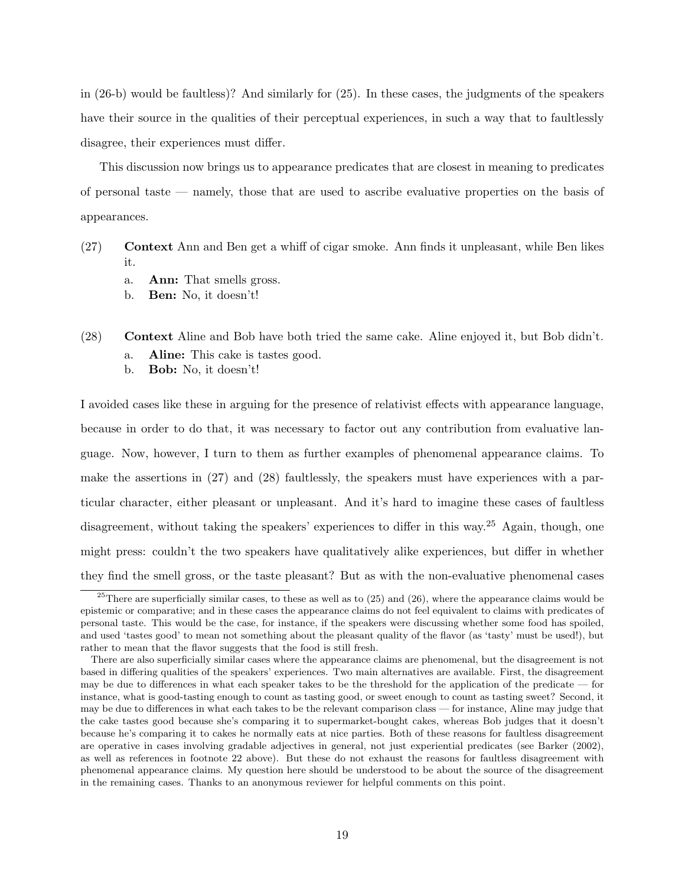in (26-b) would be faultless)? And similarly for (25). In these cases, the judgments of the speakers have their source in the qualities of their perceptual experiences, in such a way that to faultlessly disagree, their experiences must differ.

This discussion now brings us to appearance predicates that are closest in meaning to predicates of personal taste — namely, those that are used to ascribe evaluative properties on the basis of appearances.

(27) **Context** Ann and Ben get a whiff of cigar smoke. Ann finds it unpleasant, while Ben likes it.

a. **Ann:** That smells gross.

b. **Ben:** No, it doesn't!

(28) **Context** Aline and Bob have both tried the same cake. Aline enjoyed it, but Bob didn't.

a. **Aline:** This cake is tastes good.

b. **Bob:** No, it doesn't!

I avoided cases like these in arguing for the presence of relativist effects with appearance language, because in order to do that, it was necessary to factor out any contribution from evaluative language. Now, however, I turn to them as further examples of phenomenal appearance claims. To make the assertions in (27) and (28) faultlessly, the speakers must have experiences with a particular character, either pleasant or unpleasant. And it's hard to imagine these cases of faultless disagreement, without taking the speakers' experiences to differ in this way.[25] Again, though, one might press: couldn't the two speakers have qualitatively alike experiences, but differ in whether they find the smell gross, or the taste pleasant? But as with the non-evaluative phenomenal cases

[25] There are superficially similar cases, to these as well as to (25) and (26), where the appearance claims would be epistemic or comparative; and in these cases the appearance claims do not feel equivalent to claims with predicates of personal taste. This would be the case, for instance, if the speakers were discussing whether some food has spoiled, and used 'tastes good' to mean not something about the pleasant quality of the flavor (as 'tasty' must be used!), but rather to mean that the flavor suggests that the food is still fresh.

There are also superficially similar cases where the appearance claims are phenomenal, but the disagreement is not based in differing qualities of the speakers' experiences. Two main alternatives are available. First, the disagreement may be due to differences in what each speaker takes to be the threshold for the application of the predicate — for instance, what is good-tasting enough to count as tasting good, or sweet enough to count as tasting sweet? Second, it may be due to differences in what each takes to be the relevant comparison class — for instance, Aline may judge that the cake tastes good because she's comparing it to supermarket-bought cakes, whereas Bob judges that it doesn't because he's comparing it to cakes he normally eats at nice parties. Both of these reasons for faultless disagreement are operative in cases involving gradable adjectives in general, not just experiential predicates (see Barker (2002), as well as references in footnote 22 above). But these do not exhaust the reasons for faultless disagreement with phenomenal appearance claims. My question here should be understood to be about the source of the disagreement in the remaining cases. Thanks to an anonymous reviewer for helpful comments on this point.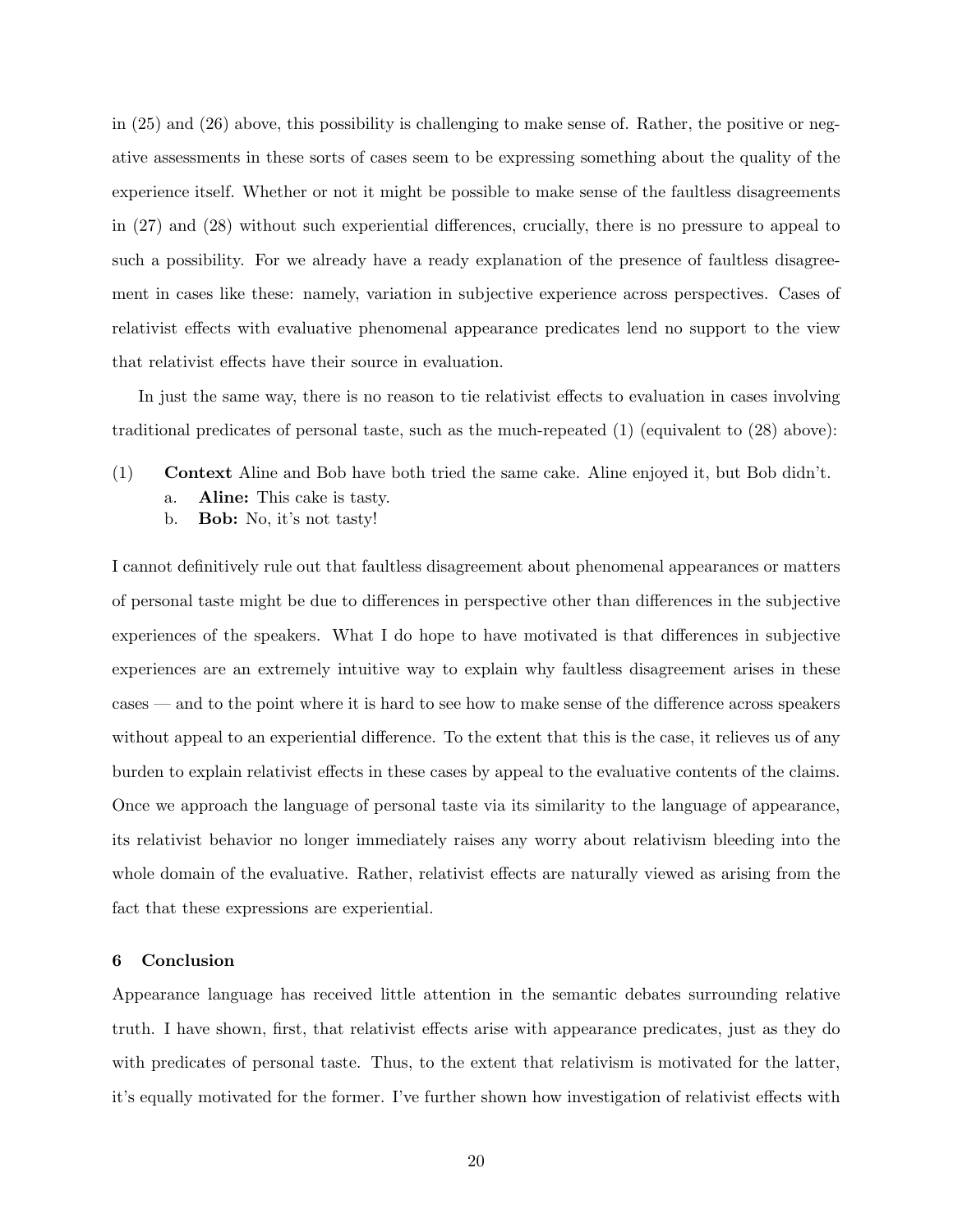in (25) and (26) above, this possibility is challenging to make sense of. Rather, the positive or negative assessments in these sorts of cases seem to be expressing something about the quality of the experience itself. Whether or not it might be possible to make sense of the faultless disagreements in (27) and (28) without such experiential differences, crucially, there is no pressure to appeal to such a possibility. For we already have a ready explanation of the presence of faultless disagreement in cases like these: namely, variation in subjective experience across perspectives. Cases of relativist effects with evaluative phenomenal appearance predicates lend no support to the view that relativist effects have their source in evaluation.

In just the same way, there is no reason to tie relativist effects to evaluation in cases involving traditional predicates of personal taste, such as the much-repeated (1) (equivalent to (28) above):

(1) **Context** Aline and Bob have both tried the same cake. Aline enjoyed it, but Bob didn't.
  a. **Aline:** This cake is tasty.
  b. **Bob:** No, it's not tasty!

I cannot definitively rule out that faultless disagreement about phenomenal appearances or matters of personal taste might be due to differences in perspective other than differences in the subjective experiences of the speakers. What I do hope to have motivated is that differences in subjective experiences are an extremely intuitive way to explain why faultless disagreement arises in these cases — and to the point where it is hard to see how to make sense of the difference across speakers without appeal to an experiential difference. To the extent that this is the case, it relieves us of any burden to explain relativist effects in these cases by appeal to the evaluative contents of the claims. Once we approach the language of personal taste via its similarity to the language of appearance, its relativist behavior no longer immediately raises any worry about relativism bleeding into the whole domain of the evaluative. Rather, relativist effects are naturally viewed as arising from the fact that these expressions are experiential.

## 6 Conclusion

Appearance language has received little attention in the semantic debates surrounding relative truth. I have shown, first, that relativist effects arise with appearance predicates, just as they do with predicates of personal taste. Thus, to the extent that relativism is motivated for the latter, it's equally motivated for the former. I've further shown how investigation of relativist effects with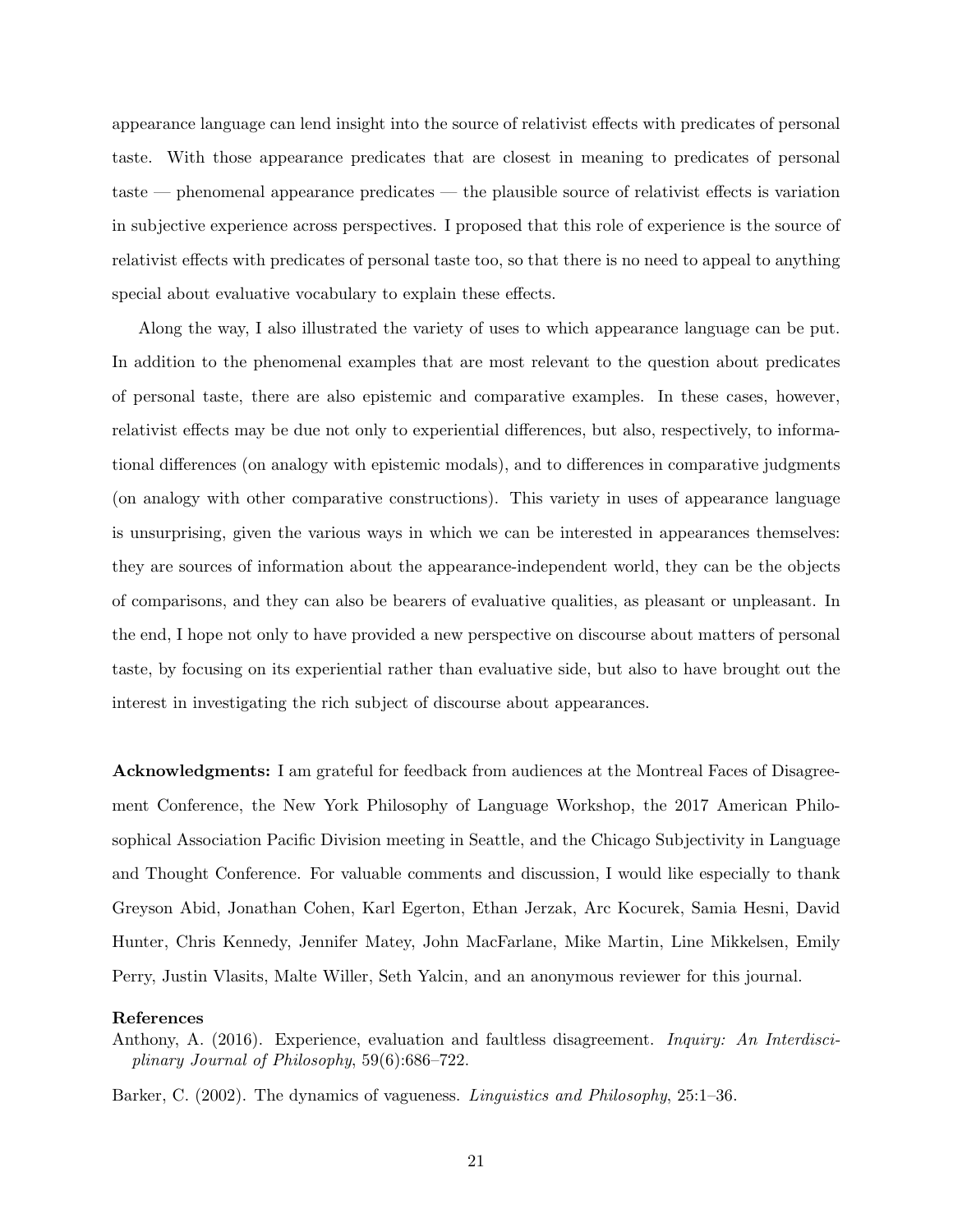appearance language can lend insight into the source of relativist effects with predicates of personal taste. With those appearance predicates that are closest in meaning to predicates of personal taste — phenomenal appearance predicates — the plausible source of relativist effects is variation in subjective experience across perspectives. I proposed that this role of experience is the source of relativist effects with predicates of personal taste too, so that there is no need to appeal to anything special about evaluative vocabulary to explain these effects.

Along the way, I also illustrated the variety of uses to which appearance language can be put. In addition to the phenomenal examples that are most relevant to the question about predicates of personal taste, there are also epistemic and comparative examples. In these cases, however, relativist effects may be due not only to experiential differences, but also, respectively, to informational differences (on analogy with epistemic modals), and to differences in comparative judgments (on analogy with other comparative constructions). This variety in uses of appearance language is unsurprising, given the various ways in which we can be interested in appearances themselves: they are sources of information about the appearance-independent world, they can be the objects of comparisons, and they can also be bearers of evaluative qualities, as pleasant or unpleasant. In the end, I hope not only to have provided a new perspective on discourse about matters of personal taste, by focusing on its experiential rather than evaluative side, but also to have brought out the interest in investigating the rich subject of discourse about appearances.

**Acknowledgments:** I am grateful for feedback from audiences at the Montreal Faces of Disagreement Conference, the New York Philosophy of Language Workshop, the 2017 American Philosophical Association Pacific Division meeting in Seattle, and the Chicago Subjectivity in Language and Thought Conference. For valuable comments and discussion, I would like especially to thank Greyson Abid, Jonathan Cohen, Karl Egerton, Ethan Jerzak, Arc Kocurek, Samia Hesni, David Hunter, Chris Kennedy, Jennifer Matey, John MacFarlane, Mike Martin, Line Mikkelsen, Emily Perry, Justin Vlasits, Malte Willer, Seth Yalcin, and an anonymous reviewer for this journal.

### References

Anthony, A. (2016). Experience, evaluation and faultless disagreement. *Inquiry: An Interdisciplinary Journal of Philosophy*, 59(6):686–722.

Barker, C. (2002). The dynamics of vagueness. *Linguistics and Philosophy*, 25:1–36.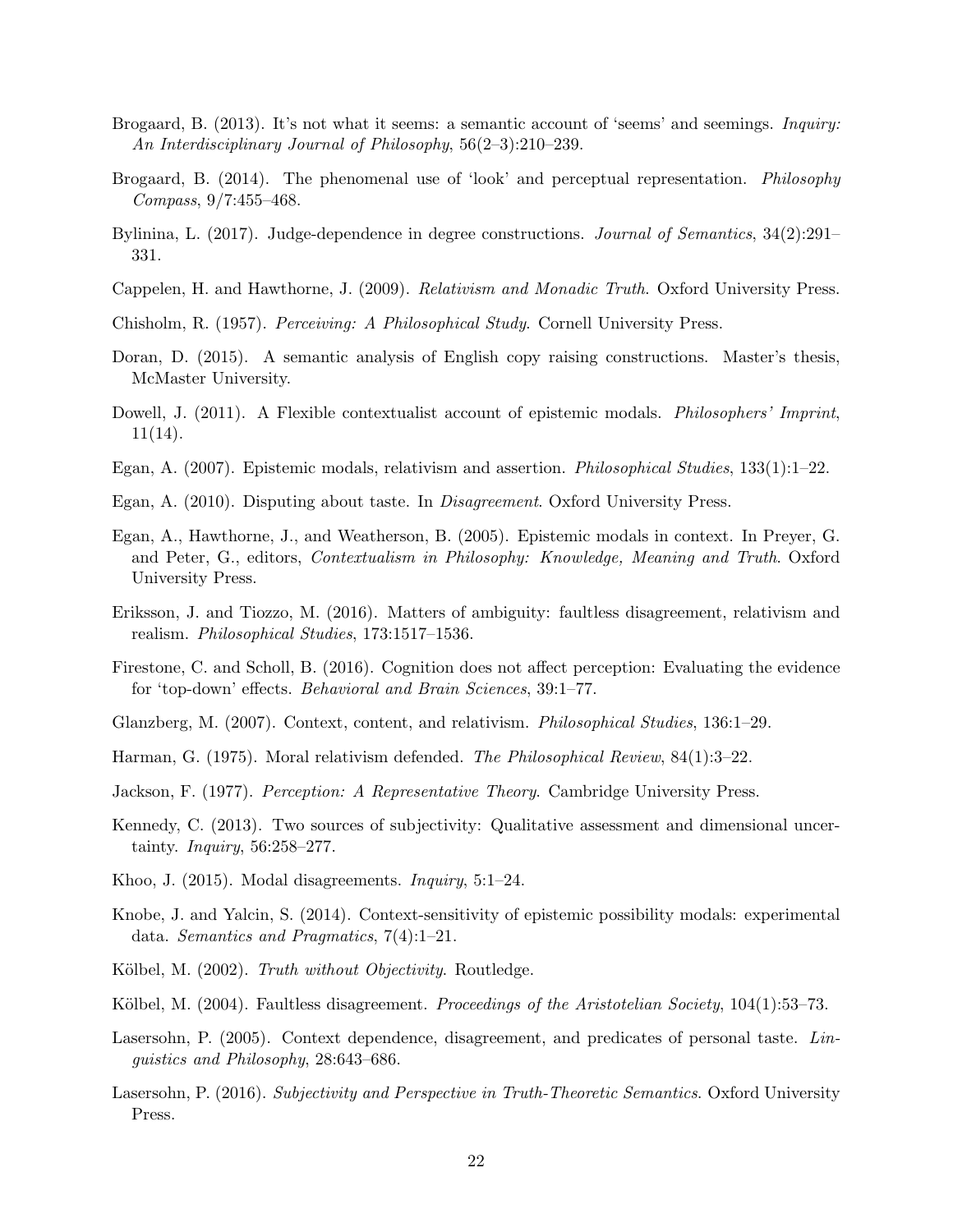Brogaard, B. (2013). It's not what it seems: a semantic account of 'seems' and seemings. *Inquiry: An Interdisciplinary Journal of Philosophy*, 56(2–3):210–239.

Brogaard, B. (2014). The phenomenal use of 'look' and perceptual representation. *Philosophy Compass*, 9/7:455–468.

Bylinina, L. (2017). Judge-dependence in degree constructions. *Journal of Semantics*, 34(2):291–331.

Cappelen, H. and Hawthorne, J. (2009). *Relativism and Monadic Truth*. Oxford University Press.

Chisholm, R. (1957). *Perceiving: A Philosophical Study*. Cornell University Press.

Doran, D. (2015). A semantic analysis of English copy raising constructions. Master's thesis, McMaster University.

Dowell, J. (2011). A Flexible contextualist account of epistemic modals. *Philosophers' Imprint*, 11(14).

Egan, A. (2007). Epistemic modals, relativism and assertion. *Philosophical Studies*, 133(1):1–22.

Egan, A. (2010). Disputing about taste. In *Disagreement*. Oxford University Press.

Egan, A., Hawthorne, J., and Weatherson, B. (2005). Epistemic modals in context. In Preyer, G. and Peter, G., editors, *Contextualism in Philosophy: Knowledge, Meaning and Truth*. Oxford University Press.

Eriksson, J. and Tiozzo, M. (2016). Matters of ambiguity: faultless disagreement, relativism and realism. *Philosophical Studies*, 173:1517–1536.

Firestone, C. and Scholl, B. (2016). Cognition does not affect perception: Evaluating the evidence for 'top-down' effects. *Behavioral and Brain Sciences*, 39:1–77.

Glanzberg, M. (2007). Context, content, and relativism. *Philosophical Studies*, 136:1–29.

Harman, G. (1975). Moral relativism defended. *The Philosophical Review*, 84(1):3–22.

Jackson, F. (1977). *Perception: A Representative Theory*. Cambridge University Press.

Kennedy, C. (2013). Two sources of subjectivity: Qualitative assessment and dimensional uncertainty. *Inquiry*, 56:258–277.

Khoo, J. (2015). Modal disagreements. *Inquiry*, 5:1–24.

Knobe, J. and Yalcin, S. (2014). Context-sensitivity of epistemic possibility modals: experimental data. *Semantics and Pragmatics*, 7(4):1–21.

Kölbel, M. (2002). *Truth without Objectivity*. Routledge.

Kölbel, M. (2004). Faultless disagreement. *Proceedings of the Aristotelian Society*, 104(1):53–73.

Lasersohn, P. (2005). Context dependence, disagreement, and predicates of personal taste. *Linguistics and Philosophy*, 28:643–686.

Lasersohn, P. (2016). *Subjectivity and Perspective in Truth-Theoretic Semantics*. Oxford University Press.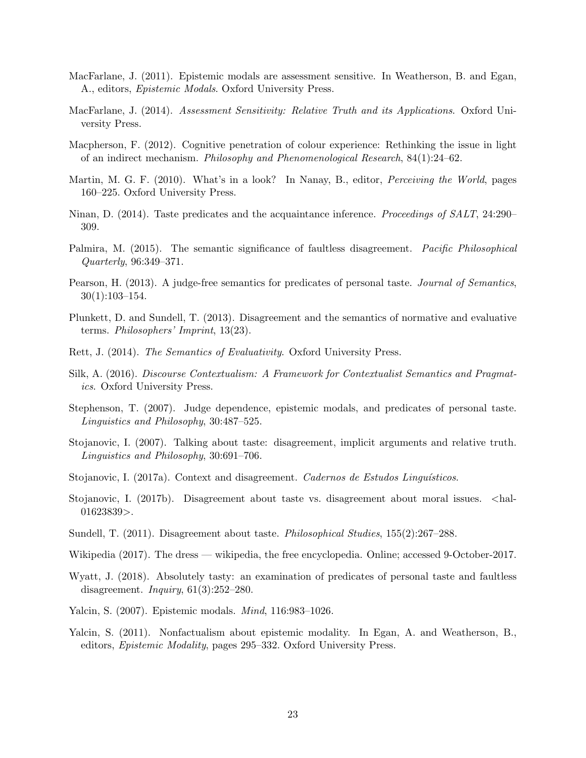MacFarlane, J. (2011). Epistemic modals are assessment sensitive. In Weatherson, B. and Egan, A., editors, *Epistemic Modals*. Oxford University Press.

MacFarlane, J. (2014). *Assessment Sensitivity: Relative Truth and its Applications*. Oxford University Press.

Macpherson, F. (2012). Cognitive penetration of colour experience: Rethinking the issue in light of an indirect mechanism. *Philosophy and Phenomenological Research*, 84(1):24–62.

Martin, M. G. F. (2010). What's in a look? In Nanay, B., editor, *Perceiving the World*, pages 160–225. Oxford University Press.

Ninan, D. (2014). Taste predicates and the acquaintance inference. *Proceedings of SALT*, 24:290–309.

Palmira, M. (2015). The semantic significance of faultless disagreement. *Pacific Philosophical Quarterly*, 96:349–371.

Pearson, H. (2013). A judge-free semantics for predicates of personal taste. *Journal of Semantics*, 30(1):103–154.

Plunkett, D. and Sundell, T. (2013). Disagreement and the semantics of normative and evaluative terms. *Philosophers' Imprint*, 13(23).

Rett, J. (2014). *The Semantics of Evaluativity*. Oxford University Press.

Silk, A. (2016). *Discourse Contextualism: A Framework for Contextualist Semantics and Pragmatics*. Oxford University Press.

Stephenson, T. (2007). Judge dependence, epistemic modals, and predicates of personal taste. *Linguistics and Philosophy*, 30:487–525.

Stojanovic, I. (2007). Talking about taste: disagreement, implicit arguments and relative truth. *Linguistics and Philosophy*, 30:691–706.

Stojanovic, I. (2017a). Context and disagreement. *Cadernos de Estudos Linguísticos*.

Stojanovic, I. (2017b). Disagreement about taste vs. disagreement about moral issues. <hal-01623839>.

Sundell, T. (2011). Disagreement about taste. *Philosophical Studies*, 155(2):267–288.

Wikipedia (2017). The dress — wikipedia, the free encyclopedia. Online; accessed 9-October-2017.

Wyatt, J. (2018). Absolutely tasty: an examination of predicates of personal taste and faultless disagreement. *Inquiry*, 61(3):252–280.

Yalcin, S. (2007). Epistemic modals. *Mind*, 116:983–1026.

Yalcin, S. (2011). Nonfactualism about epistemic modality. In Egan, A. and Weatherson, B., editors, *Epistemic Modality*, pages 295–332. Oxford University Press.